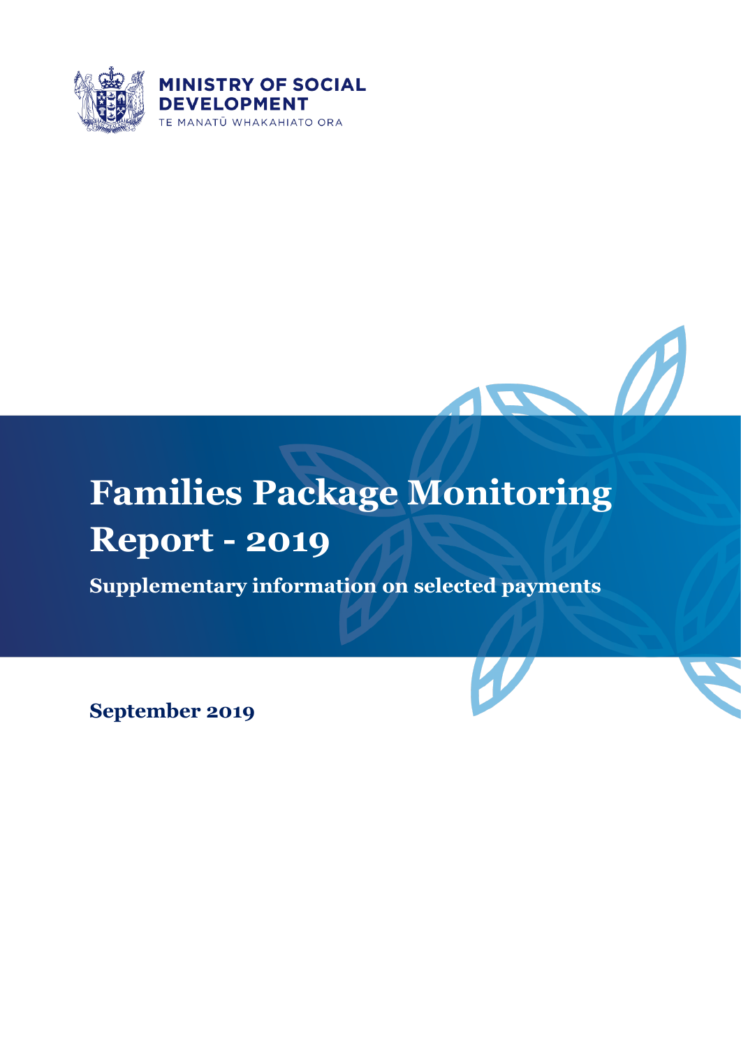MINISTRY OF SOCIAL DEVELOPMENT
TE MANATŪ WHAKAHIATO ORA

# Families Package Monitoring Report - 2019

## Supplementary information on selected payments

**September 2019**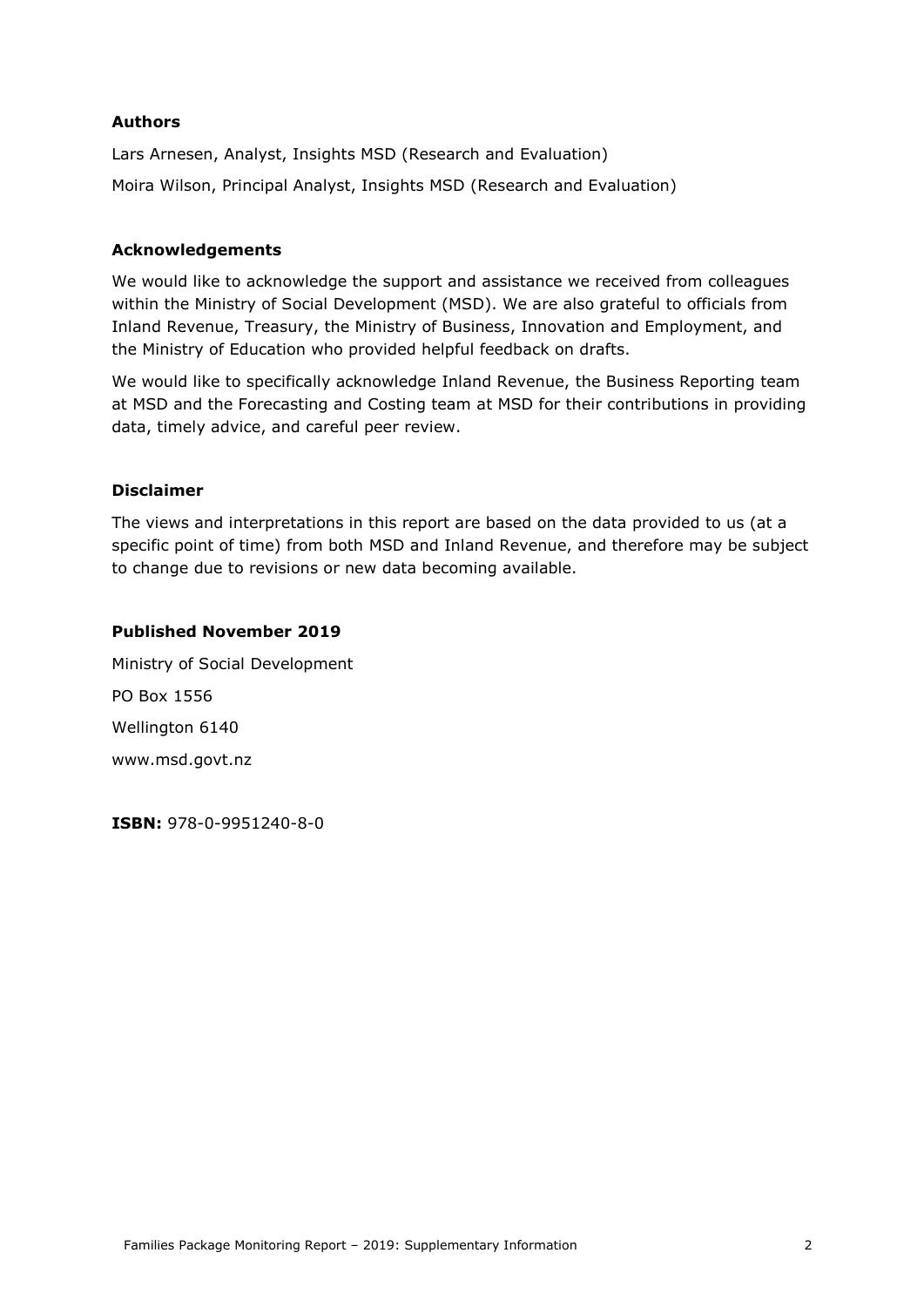**Authors**

Lars Arnesen, Analyst, Insights MSD (Research and Evaluation)

Moira Wilson, Principal Analyst, Insights MSD (Research and Evaluation)

**Acknowledgements**

We would like to acknowledge the support and assistance we received from colleagues within the Ministry of Social Development (MSD). We are also grateful to officials from Inland Revenue, Treasury, the Ministry of Business, Innovation and Employment, and the Ministry of Education who provided helpful feedback on drafts.

We would like to specifically acknowledge Inland Revenue, the Business Reporting team at MSD and the Forecasting and Costing team at MSD for their contributions in providing data, timely advice, and careful peer review.

**Disclaimer**

The views and interpretations in this report are based on the data provided to us (at a specific point of time) from both MSD and Inland Revenue, and therefore may be subject to change due to revisions or new data becoming available.

**Published November 2019**

Ministry of Social Development

PO Box 1556

Wellington 6140

www.msd.govt.nz

**ISBN:** 978-0-9951240-8-0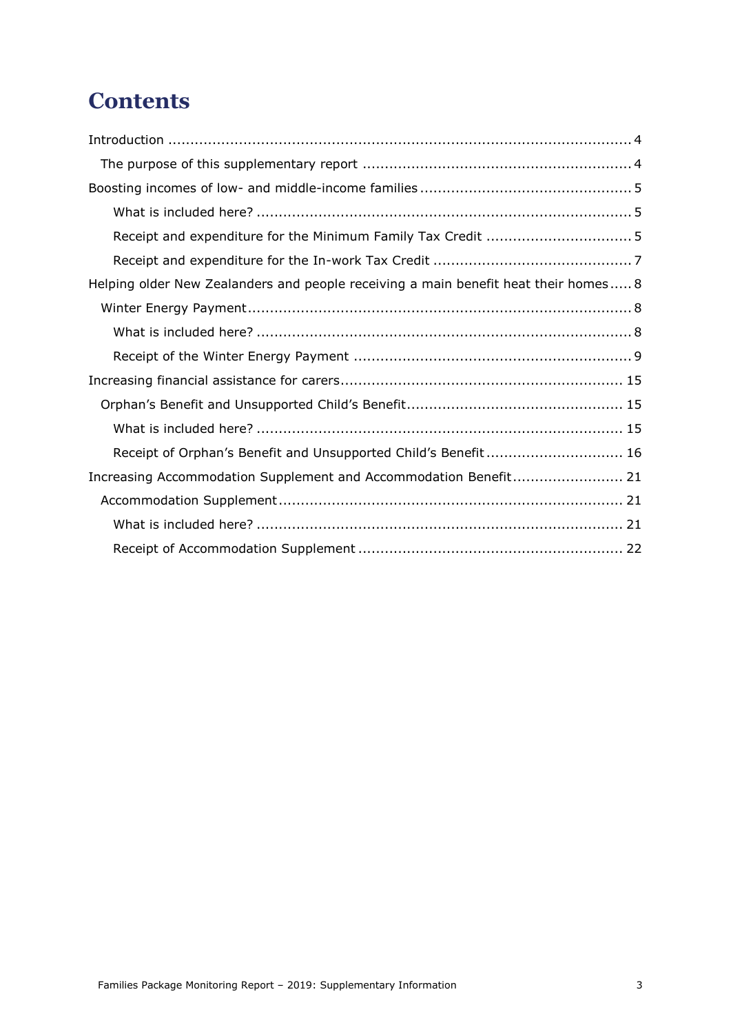# Contents

- Introduction ... 4
  - The purpose of this supplementary report ... 4
- Boosting incomes of low- and middle-income families ... 5
    - What is included here? ... 5
    - Receipt and expenditure for the Minimum Family Tax Credit ... 5
    - Receipt and expenditure for the In-work Tax Credit ... 7
- Helping older New Zealanders and people receiving a main benefit heat their homes ... 8
  - Winter Energy Payment ... 8
    - What is included here? ... 8
    - Receipt of the Winter Energy Payment ... 9
- Increasing financial assistance for carers ... 15
  - Orphan's Benefit and Unsupported Child's Benefit ... 15
    - What is included here? ... 15
    - Receipt of Orphan's Benefit and Unsupported Child's Benefit ... 16
- Increasing Accommodation Supplement and Accommodation Benefit ... 21
  - Accommodation Supplement ... 21
    - What is included here? ... 21
    - Receipt of Accommodation Supplement ... 22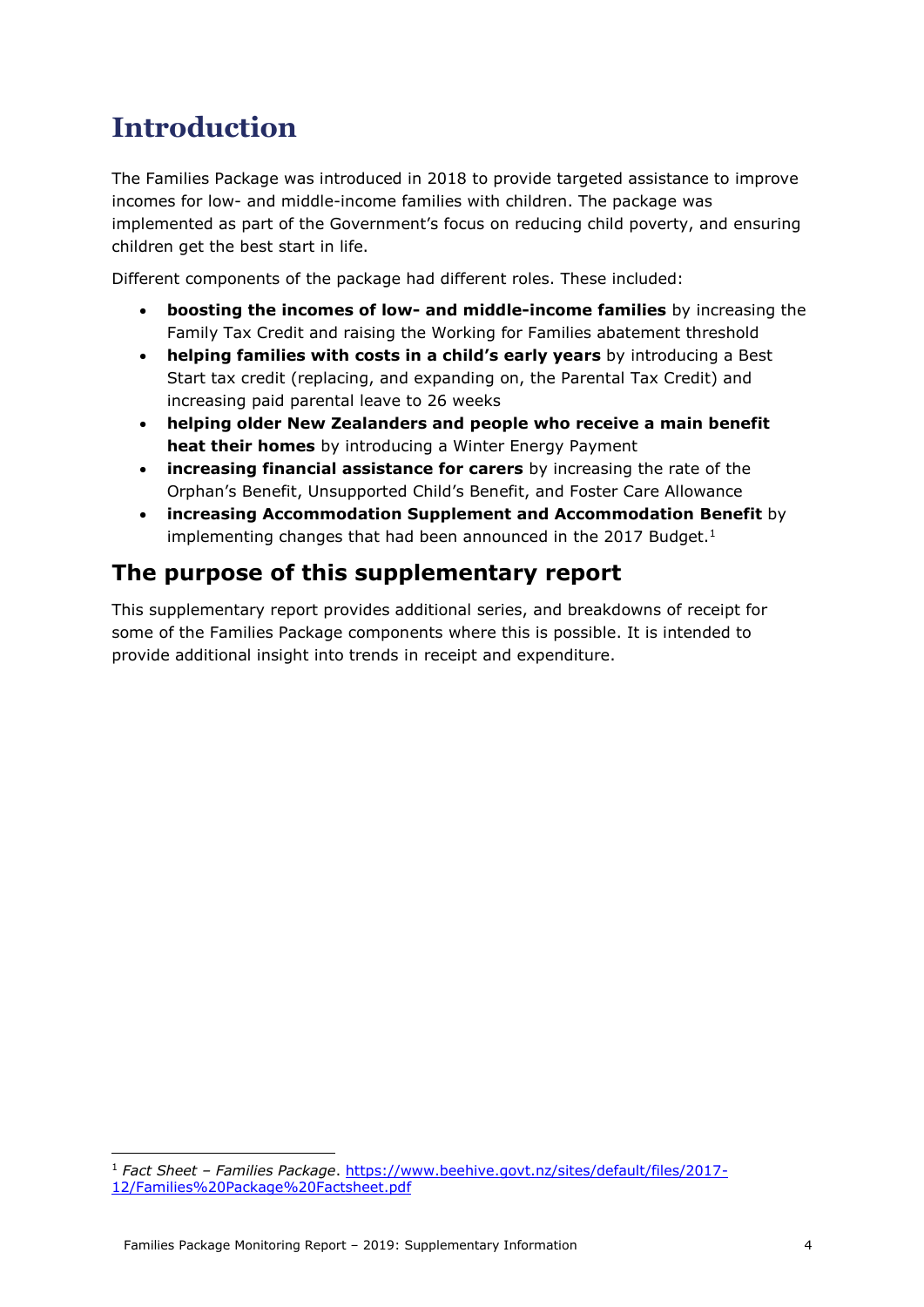# Introduction

The Families Package was introduced in 2018 to provide targeted assistance to improve incomes for low- and middle-income families with children. The package was implemented as part of the Government's focus on reducing child poverty, and ensuring children get the best start in life.

Different components of the package had different roles. These included:

- **boosting the incomes of low- and middle-income families** by increasing the Family Tax Credit and raising the Working for Families abatement threshold
- **helping families with costs in a child's early years** by introducing a Best Start tax credit (replacing, and expanding on, the Parental Tax Credit) and increasing paid parental leave to 26 weeks
- **helping older New Zealanders and people who receive a main benefit heat their homes** by introducing a Winter Energy Payment
- **increasing financial assistance for carers** by increasing the rate of the Orphan's Benefit, Unsupported Child's Benefit, and Foster Care Allowance
- **increasing Accommodation Supplement and Accommodation Benefit** by implementing changes that had been announced in the 2017 Budget.[1]

## The purpose of this supplementary report

This supplementary report provides additional series, and breakdowns of receipt for some of the Families Package components where this is possible. It is intended to provide additional insight into trends in receipt and expenditure.

---

[1] *Fact Sheet – Families Package*. https://www.beehive.govt.nz/sites/default/files/2017-12/Families%20Package%20Factsheet.pdf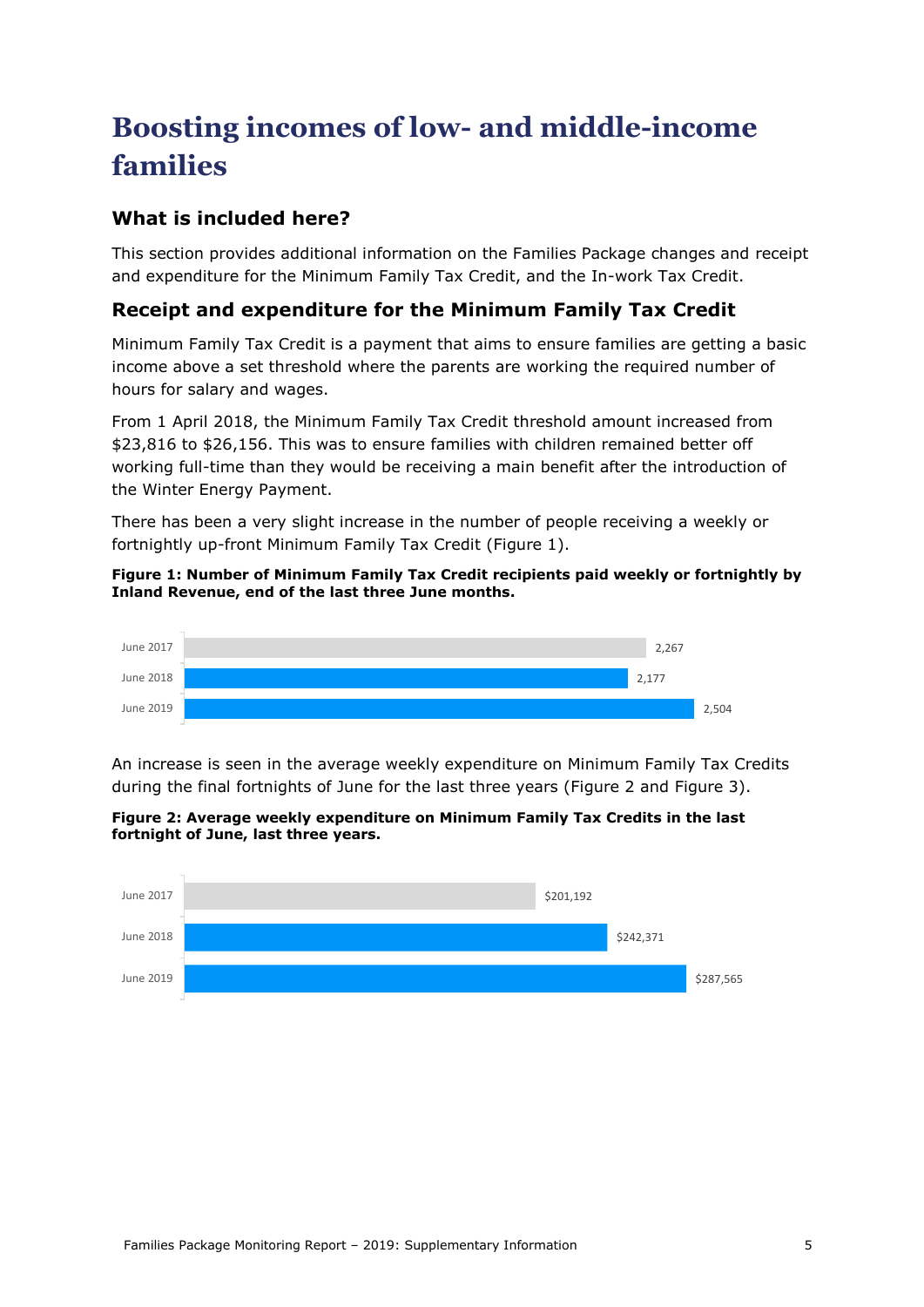# Boosting incomes of low- and middle-income families

## What is included here?

This section provides additional information on the Families Package changes and receipt and expenditure for the Minimum Family Tax Credit, and the In-work Tax Credit.

## Receipt and expenditure for the Minimum Family Tax Credit

Minimum Family Tax Credit is a payment that aims to ensure families are getting a basic income above a set threshold where the parents are working the required number of hours for salary and wages.

From 1 April 2018, the Minimum Family Tax Credit threshold amount increased from $23,816 to $26,156. This was to ensure families with children remained better off working full-time than they would be receiving a main benefit after the introduction of the Winter Energy Payment.

There has been a very slight increase in the number of people receiving a weekly or fortnightly up-front Minimum Family Tax Credit (Figure 1).

**Figure 1: Number of Minimum Family Tax Credit recipients paid weekly or fortnightly by Inland Revenue, end of the last three June months.**

| Period | Recipients |
| --- | --- |
| June 2017 | 2,267 |
| June 2018 | 2,177 |
| June 2019 | 2,504 |

An increase is seen in the average weekly expenditure on Minimum Family Tax Credits during the final fortnights of June for the last three years (Figure 2 and Figure 3).

**Figure 2: Average weekly expenditure on Minimum Family Tax Credits in the last fortnight of June, last three years.**

| Period | Average weekly expenditure |
| --- | --- |
| June 2017 | $201,192 |
| June 2018 | $242,371 |
| June 2019 | $287,565 |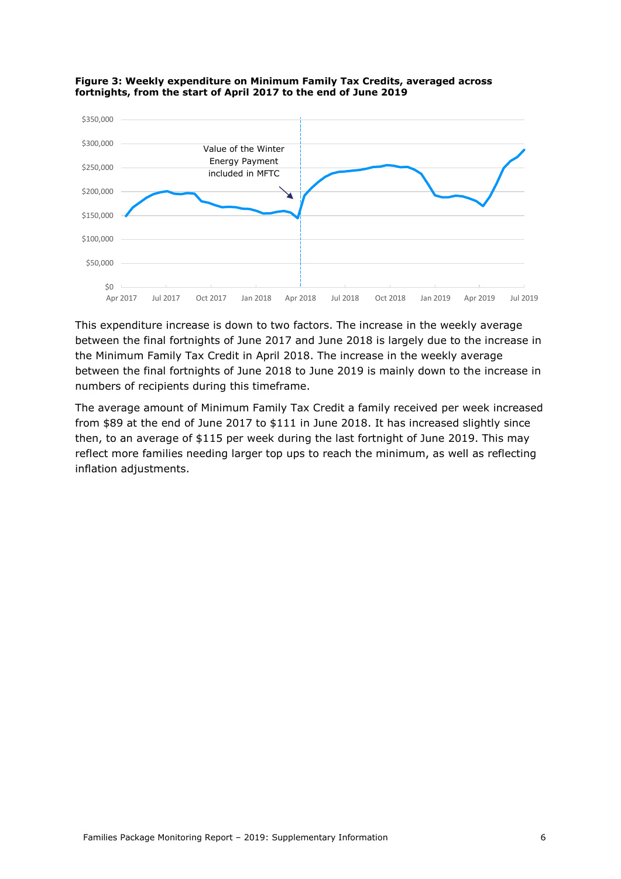**Figure 3: Weekly expenditure on Minimum Family Tax Credits, averaged across fortnights, from the start of April 2017 to the end of June 2019**

This expenditure increase is down to two factors. The increase in the weekly average between the final fortnights of June 2017 and June 2018 is largely due to the increase in the Minimum Family Tax Credit in April 2018. The increase in the weekly average between the final fortnights of June 2018 to June 2019 is mainly down to the increase in numbers of recipients during this timeframe.

The average amount of Minimum Family Tax Credit a family received per week increased from $89 at the end of June 2017 to $111 in June 2018. It has increased slightly since then, to an average of $115 per week during the last fortnight of June 2019. This may reflect more families needing larger top ups to reach the minimum, as well as reflecting inflation adjustments.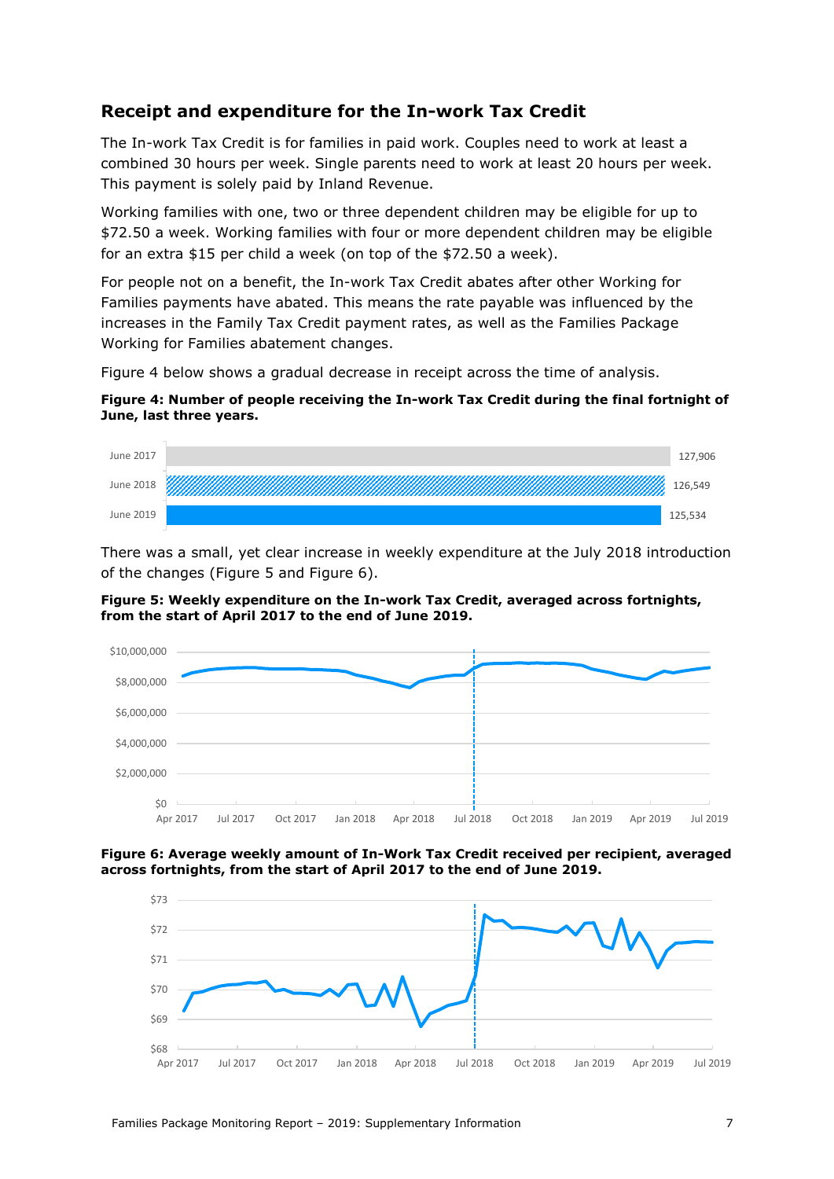## Receipt and expenditure for the In-work Tax Credit

The In-work Tax Credit is for families in paid work. Couples need to work at least a combined 30 hours per week. Single parents need to work at least 20 hours per week. This payment is solely paid by Inland Revenue.

Working families with one, two or three dependent children may be eligible for up to $72.50 a week. Working families with four or more dependent children may be eligible for an extra $15 per child a week (on top of the $72.50 a week).

For people not on a benefit, the In-work Tax Credit abates after other Working for Families payments have abated. This means the rate payable was influenced by the increases in the Family Tax Credit payment rates, as well as the Families Package Working for Families abatement changes.

Figure 4 below shows a gradual decrease in receipt across the time of analysis.

**Figure 4: Number of people receiving the In-work Tax Credit during the final fortnight of June, last three years.**

| | |
|---|---|
| June 2017 | 127,906 |
| June 2018 | 126,549 |
| June 2019 | 125,534 |

There was a small, yet clear increase in weekly expenditure at the July 2018 introduction of the changes (Figure 5 and Figure 6).

**Figure 5: Weekly expenditure on the In-work Tax Credit, averaged across fortnights, from the start of April 2017 to the end of June 2019.**

**Figure 6: Average weekly amount of In-Work Tax Credit received per recipient, averaged across fortnights, from the start of April 2017 to the end of June 2019.**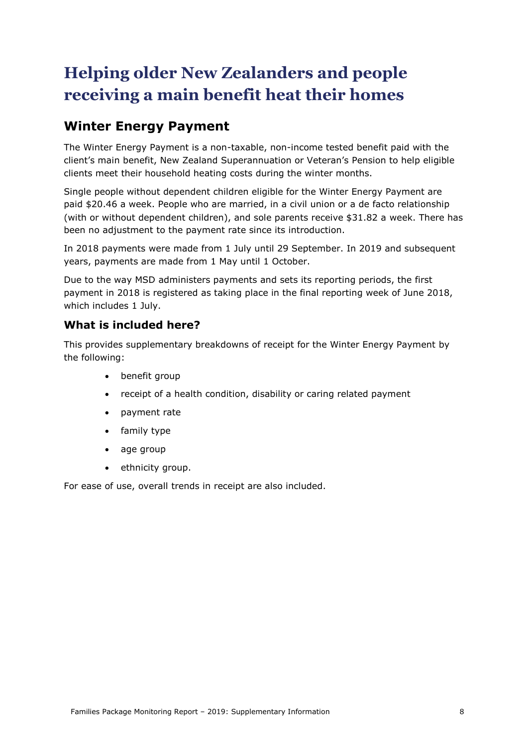# Helping older New Zealanders and people receiving a main benefit heat their homes

## Winter Energy Payment

The Winter Energy Payment is a non-taxable, non-income tested benefit paid with the client's main benefit, New Zealand Superannuation or Veteran's Pension to help eligible clients meet their household heating costs during the winter months.

Single people without dependent children eligible for the Winter Energy Payment are paid $20.46 a week. People who are married, in a civil union or a de facto relationship (with or without dependent children), and sole parents receive $31.82 a week. There has been no adjustment to the payment rate since its introduction.

In 2018 payments were made from 1 July until 29 September. In 2019 and subsequent years, payments are made from 1 May until 1 October.

Due to the way MSD administers payments and sets its reporting periods, the first payment in 2018 is registered as taking place in the final reporting week of June 2018, which includes 1 July.

### What is included here?

This provides supplementary breakdowns of receipt for the Winter Energy Payment by the following:

- benefit group
- receipt of a health condition, disability or caring related payment
- payment rate
- family type
- age group
- ethnicity group.

For ease of use, overall trends in receipt are also included.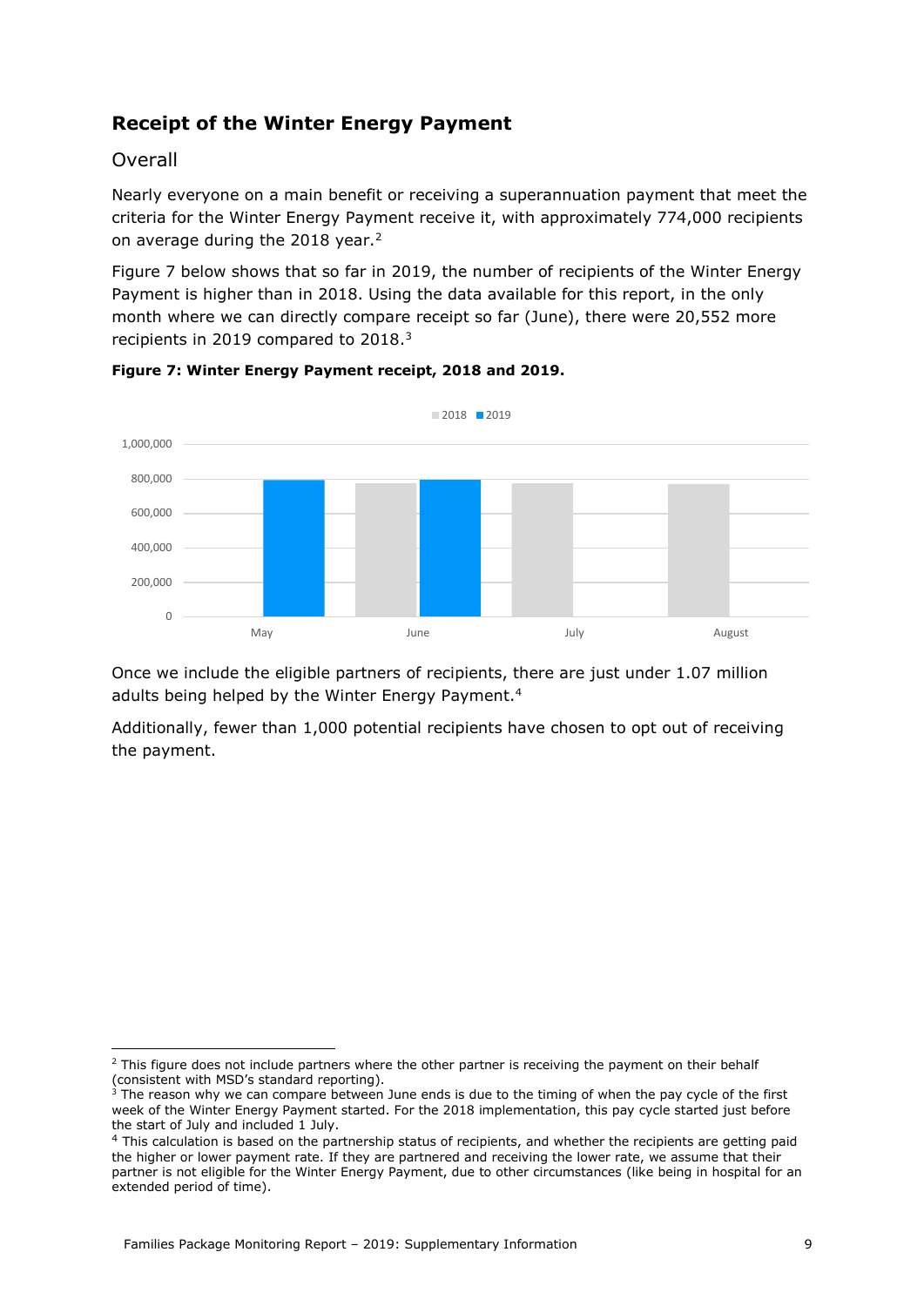## Receipt of the Winter Energy Payment

### Overall

Nearly everyone on a main benefit or receiving a superannuation payment that meet the criteria for the Winter Energy Payment receive it, with approximately 774,000 recipients on average during the 2018 year.[2]

Figure 7 below shows that so far in 2019, the number of recipients of the Winter Energy Payment is higher than in 2018. Using the data available for this report, in the only month where we can directly compare receipt so far (June), there were 20,552 more recipients in 2019 compared to 2018.[3]

**Figure 7: Winter Energy Payment receipt, 2018 and 2019.**

Once we include the eligible partners of recipients, there are just under 1.07 million adults being helped by the Winter Energy Payment.[4]

Additionally, fewer than 1,000 potential recipients have chosen to opt out of receiving the payment.

---

[2] This figure does not include partners where the other partner is receiving the payment on their behalf (consistent with MSD's standard reporting).

[3] The reason why we can compare between June ends is due to the timing of when the pay cycle of the first week of the Winter Energy Payment started. For the 2018 implementation, this pay cycle started just before the start of July and included 1 July.

[4] This calculation is based on the partnership status of recipients, and whether the recipients are getting paid the higher or lower payment rate. If they are partnered and receiving the lower rate, we assume that their partner is not eligible for the Winter Energy Payment, due to other circumstances (like being in hospital for an extended period of time).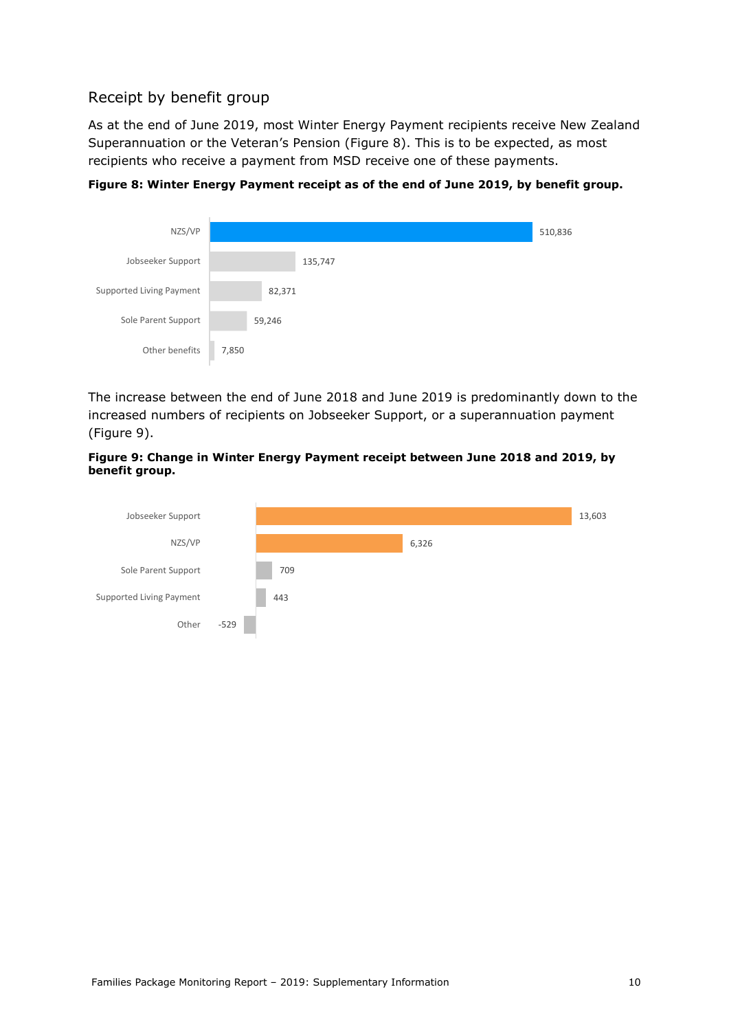## Receipt by benefit group

As at the end of June 2019, most Winter Energy Payment recipients receive New Zealand Superannuation or the Veteran's Pension (Figure 8). This is to be expected, as most recipients who receive a payment from MSD receive one of these payments.

**Figure 8: Winter Energy Payment receipt as of the end of June 2019, by benefit group.**

| Benefit group | Recipients |
| --- | --- |
| NZS/VP | 510,836 |
| Jobseeker Support | 135,747 |
| Supported Living Payment | 82,371 |
| Sole Parent Support | 59,246 |
| Other benefits | 7,850 |

The increase between the end of June 2018 and June 2019 is predominantly down to the increased numbers of recipients on Jobseeker Support, or a superannuation payment (Figure 9).

**Figure 9: Change in Winter Energy Payment receipt between June 2018 and 2019, by benefit group.**

| Benefit group | Change |
| --- | --- |
| Jobseeker Support | 13,603 |
| NZS/VP | 6,326 |
| Sole Parent Support | 709 |
| Supported Living Payment | 443 |
| Other | -529 |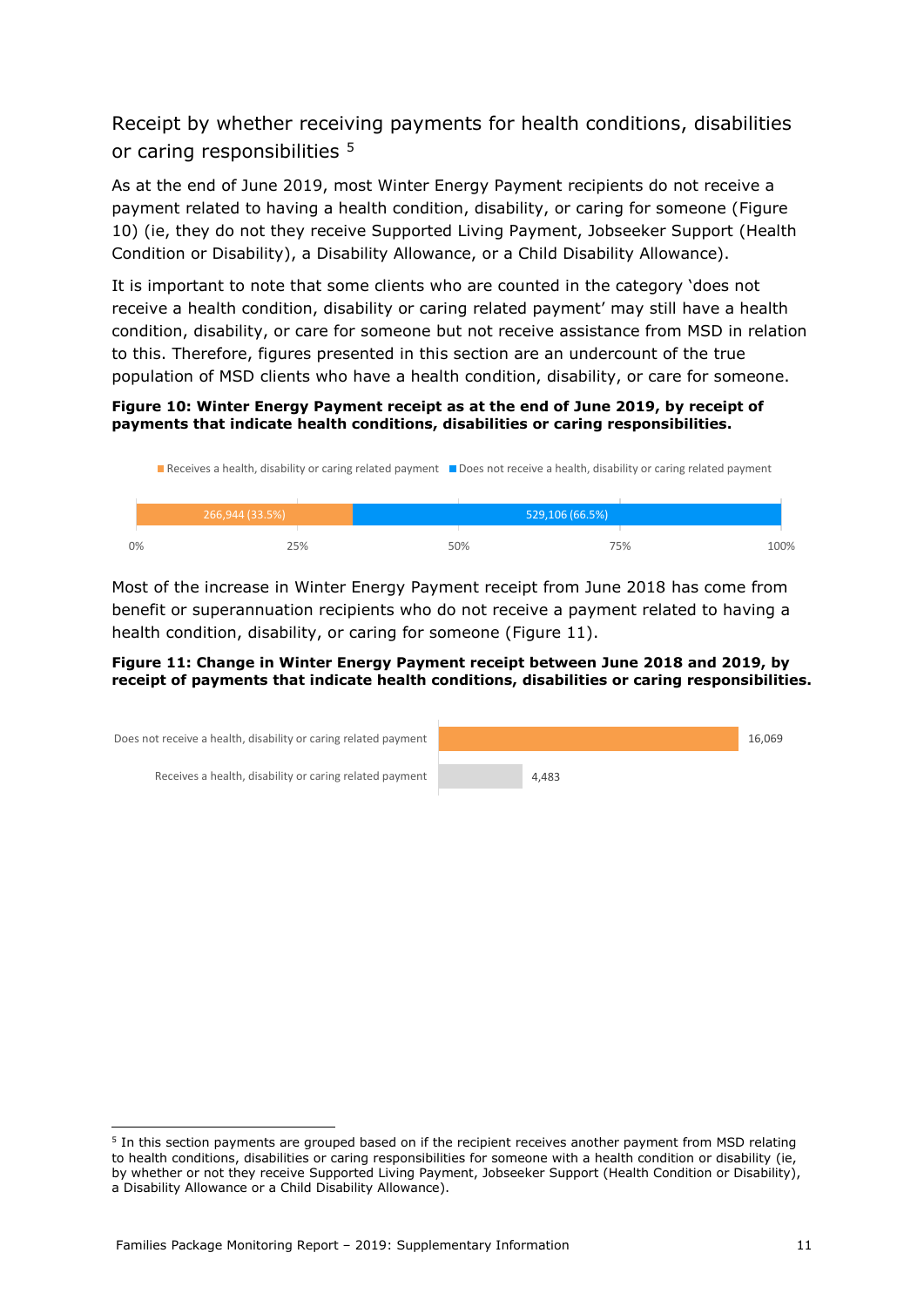## Receipt by whether receiving payments for health conditions, disabilities or caring responsibilities [5]

As at the end of June 2019, most Winter Energy Payment recipients do not receive a payment related to having a health condition, disability, or caring for someone (Figure 10) (ie, they do not they receive Supported Living Payment, Jobseeker Support (Health Condition or Disability), a Disability Allowance, or a Child Disability Allowance).

It is important to note that some clients who are counted in the category 'does not receive a health condition, disability or caring related payment' may still have a health condition, disability, or care for someone but not receive assistance from MSD in relation to this. Therefore, figures presented in this section are an undercount of the true population of MSD clients who have a health condition, disability, or care for someone.

**Figure 10: Winter Energy Payment receipt as at the end of June 2019, by receipt of payments that indicate health conditions, disabilities or caring responsibilities.**

| Category | Number (%) |
| --- | --- |
| Receives a health, disability or caring related payment | 266,944 (33.5%) |
| Does not receive a health, disability or caring related payment | 529,106 (66.5%) |

Most of the increase in Winter Energy Payment receipt from June 2018 has come from benefit or superannuation recipients who do not receive a payment related to having a health condition, disability, or caring for someone (Figure 11).

**Figure 11: Change in Winter Energy Payment receipt between June 2018 and 2019, by receipt of payments that indicate health conditions, disabilities or caring responsibilities.**

| Category | Change |
| --- | --- |
| Does not receive a health, disability or caring related payment | 16,069 |
| Receives a health, disability or caring related payment | 4,483 |

[5] In this section payments are grouped based on if the recipient receives another payment from MSD relating to health conditions, disabilities or caring responsibilities for someone with a health condition or disability (ie, by whether or not they receive Supported Living Payment, Jobseeker Support (Health Condition or Disability), a Disability Allowance or a Child Disability Allowance).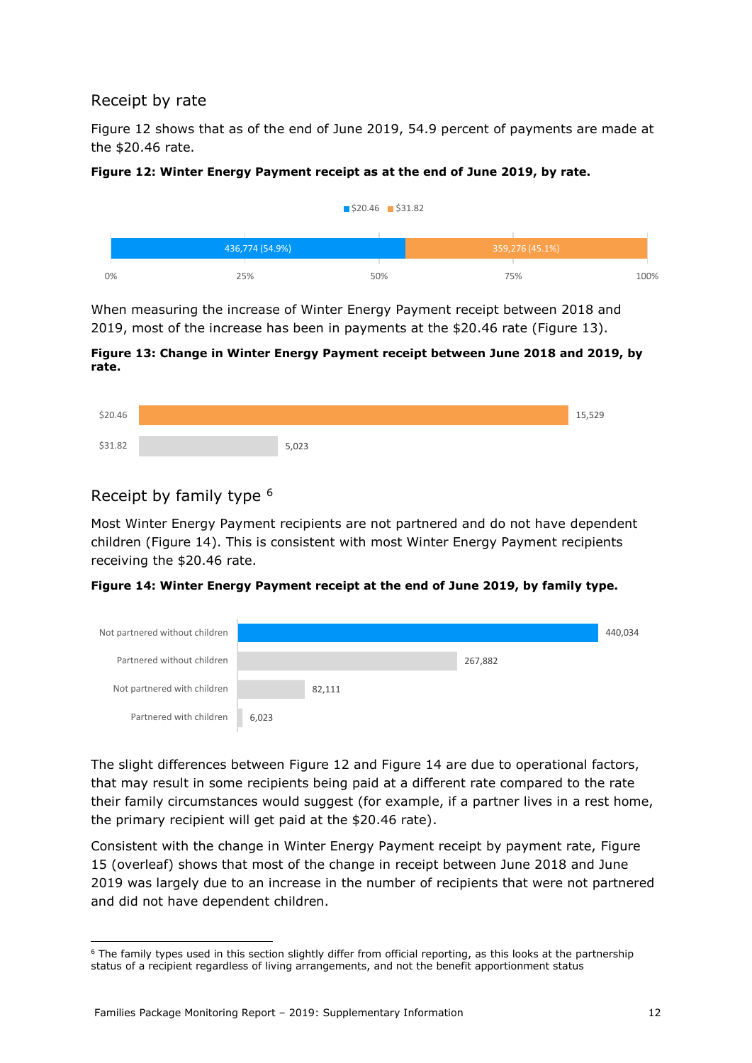## Receipt by rate

Figure 12 shows that as of the end of June 2019, 54.9 percent of payments are made at the $20.46 rate.

**Figure 12: Winter Energy Payment receipt as at the end of June 2019, by rate.**

| Rate | Recipients |
| --- | --- |
| $20.46 | 436,774 (54.9%) |
| $31.82 | 359,276 (45.1%) |

When measuring the increase of Winter Energy Payment receipt between 2018 and 2019, most of the increase has been in payments at the $20.46 rate (Figure 13).

**Figure 13: Change in Winter Energy Payment receipt between June 2018 and 2019, by rate.**

| Rate | Change |
| --- | --- |
| $20.46 | 15,529 |
| $31.82 | 5,023 |

## Receipt by family type [6]

Most Winter Energy Payment recipients are not partnered and do not have dependent children (Figure 14). This is consistent with most Winter Energy Payment recipients receiving the $20.46 rate.

**Figure 14: Winter Energy Payment receipt at the end of June 2019, by family type.**

| Family type | Recipients |
| --- | --- |
| Not partnered without children | 440,034 |
| Partnered without children | 267,882 |
| Not partnered with children | 82,111 |
| Partnered with children | 6,023 |

The slight differences between Figure 12 and Figure 14 are due to operational factors, that may result in some recipients being paid at a different rate compared to the rate their family circumstances would suggest (for example, if a partner lives in a rest home, the primary recipient will get paid at the $20.46 rate).

Consistent with the change in Winter Energy Payment receipt by payment rate, Figure 15 (overleaf) shows that most of the change in receipt between June 2018 and June 2019 was largely due to an increase in the number of recipients that were not partnered and did not have dependent children.

[6] The family types used in this section slightly differ from official reporting, as this looks at the partnership status of a recipient regardless of living arrangements, and not the benefit apportionment status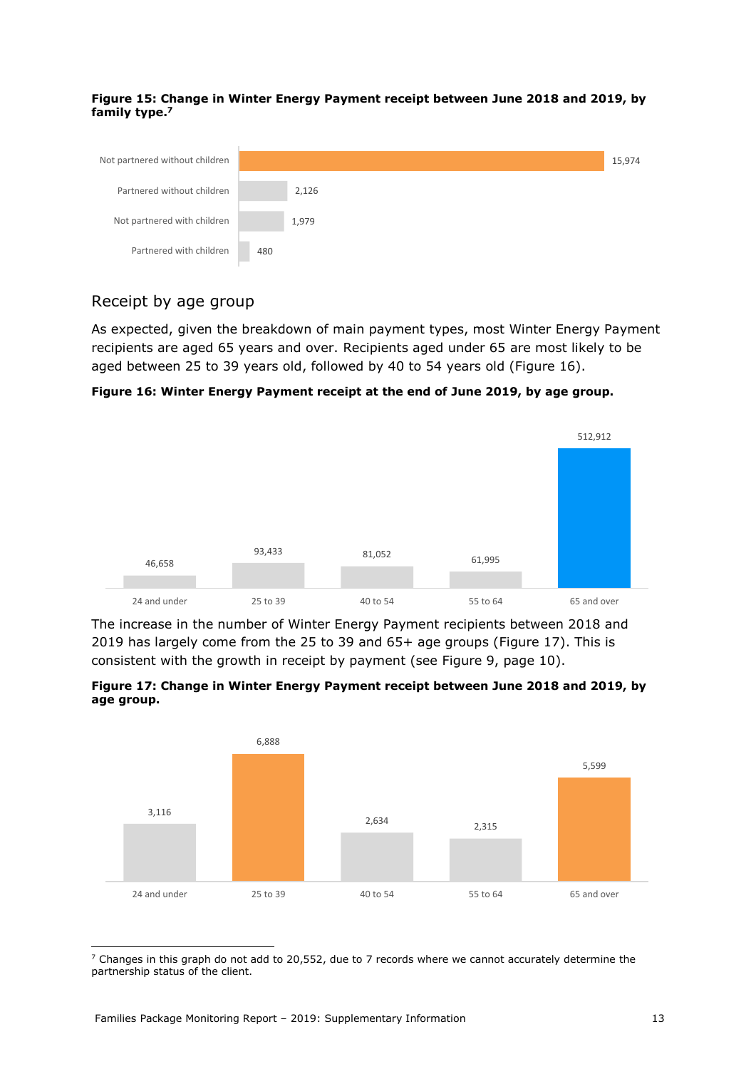**Figure 15: Change in Winter Energy Payment receipt between June 2018 and 2019, by family type.**[7]

| Family type | Change |
| --- | --- |
| Not partnered without children | 15,974 |
| Partnered without children | 2,126 |
| Not partnered with children | 1,979 |
| Partnered with children | 480 |

## Receipt by age group

As expected, given the breakdown of main payment types, most Winter Energy Payment recipients are aged 65 years and over. Recipients aged under 65 are most likely to be aged between 25 to 39 years old, followed by 40 to 54 years old (Figure 16).

**Figure 16: Winter Energy Payment receipt at the end of June 2019, by age group.**

| Age group | Recipients |
| --- | --- |
| 24 and under | 46,658 |
| 25 to 39 | 93,433 |
| 40 to 54 | 81,052 |
| 55 to 64 | 61,995 |
| 65 and over | 512,912 |

The increase in the number of Winter Energy Payment recipients between 2018 and 2019 has largely come from the 25 to 39 and 65+ age groups (Figure 17). This is consistent with the growth in receipt by payment (see Figure 9, page 10).

**Figure 17: Change in Winter Energy Payment receipt between June 2018 and 2019, by age group.**

| Age group | Change |
| --- | --- |
| 24 and under | 3,116 |
| 25 to 39 | 6,888 |
| 40 to 54 | 2,634 |
| 55 to 64 | 2,315 |
| 65 and over | 5,599 |

[7] Changes in this graph do not add to 20,552, due to 7 records where we cannot accurately determine the partnership status of the client.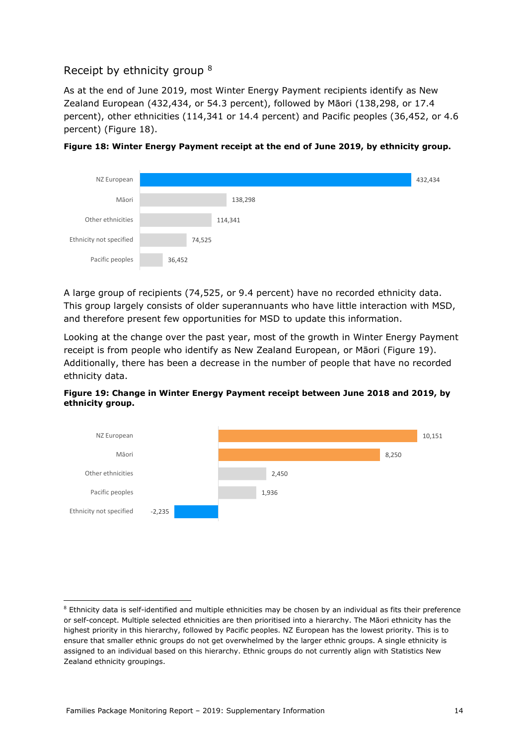### Receipt by ethnicity group [8]

As at the end of June 2019, most Winter Energy Payment recipients identify as New Zealand European (432,434, or 54.3 percent), followed by Māori (138,298, or 17.4 percent), other ethnicities (114,341 or 14.4 percent) and Pacific peoples (36,452, or 4.6 percent) (Figure 18).

**Figure 18: Winter Energy Payment receipt at the end of June 2019, by ethnicity group.**

| Ethnicity group | Recipients |
| --- | --- |
| NZ European | 432,434 |
| Māori | 138,298 |
| Other ethnicities | 114,341 |
| Ethnicity not specified | 74,525 |
| Pacific peoples | 36,452 |

A large group of recipients (74,525, or 9.4 percent) have no recorded ethnicity data. This group largely consists of older superannuants who have little interaction with MSD, and therefore present few opportunities for MSD to update this information.

Looking at the change over the past year, most of the growth in Winter Energy Payment receipt is from people who identify as New Zealand European, or Māori (Figure 19). Additionally, there has been a decrease in the number of people that have no recorded ethnicity data.

**Figure 19: Change in Winter Energy Payment receipt between June 2018 and 2019, by ethnicity group.**

| Ethnicity group | Change |
| --- | --- |
| NZ European | 10,151 |
| Māori | 8,250 |
| Other ethnicities | 2,450 |
| Pacific peoples | 1,936 |
| Ethnicity not specified | -2,235 |

[8] Ethnicity data is self-identified and multiple ethnicities may be chosen by an individual as fits their preference or self-concept. Multiple selected ethnicities are then prioritised into a hierarchy. The Māori ethnicity has the highest priority in this hierarchy, followed by Pacific peoples. NZ European has the lowest priority. This is to ensure that smaller ethnic groups do not get overwhelmed by the larger ethnic groups. A single ethnicity is assigned to an individual based on this hierarchy. Ethnic groups do not currently align with Statistics New Zealand ethnicity groupings.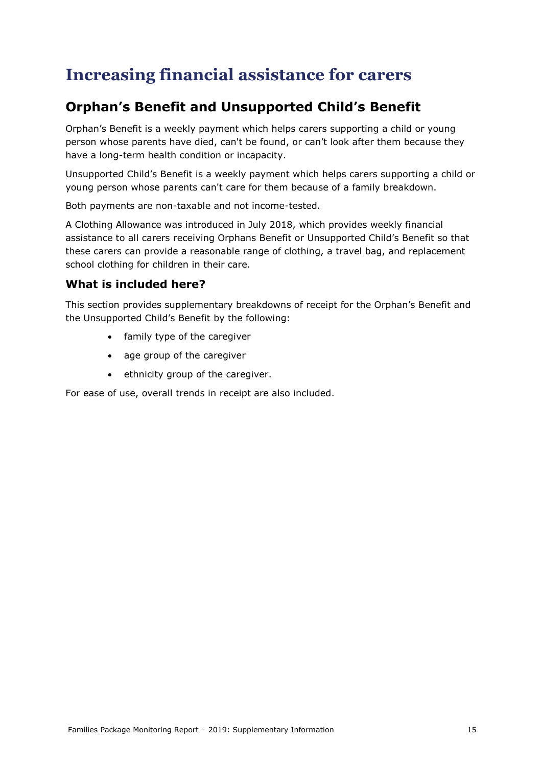# Increasing financial assistance for carers

## Orphan’s Benefit and Unsupported Child’s Benefit

Orphan’s Benefit is a weekly payment which helps carers supporting a child or young person whose parents have died, can't be found, or can’t look after them because they have a long-term health condition or incapacity.

Unsupported Child’s Benefit is a weekly payment which helps carers supporting a child or young person whose parents can't care for them because of a family breakdown.

Both payments are non-taxable and not income-tested.

A Clothing Allowance was introduced in July 2018, which provides weekly financial assistance to all carers receiving Orphans Benefit or Unsupported Child’s Benefit so that these carers can provide a reasonable range of clothing, a travel bag, and replacement school clothing for children in their care.

### What is included here?

This section provides supplementary breakdowns of receipt for the Orphan’s Benefit and the Unsupported Child’s Benefit by the following:

- family type of the caregiver
- age group of the caregiver
- ethnicity group of the caregiver.

For ease of use, overall trends in receipt are also included.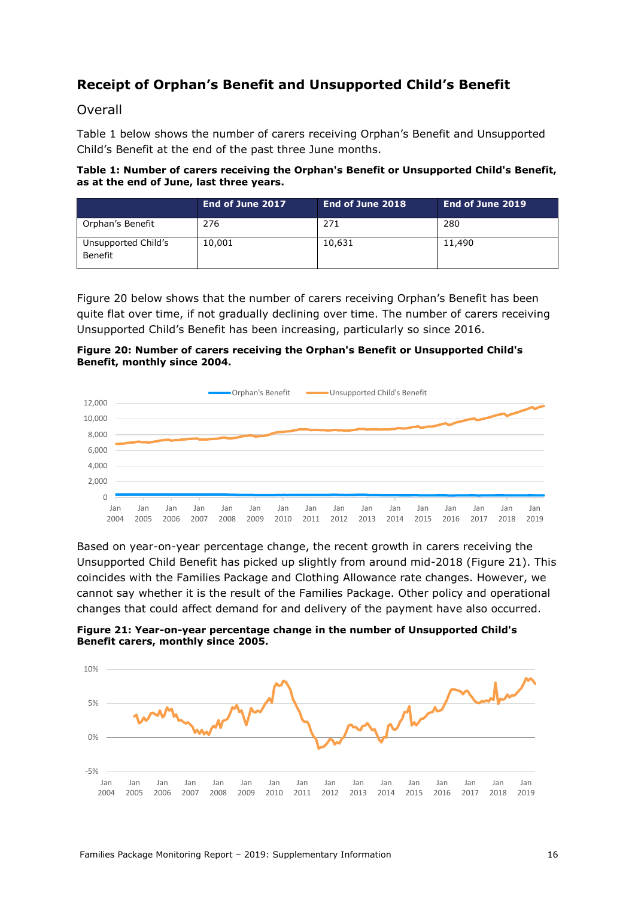## Receipt of Orphan's Benefit and Unsupported Child's Benefit

### Overall

Table 1 below shows the number of carers receiving Orphan's Benefit and Unsupported Child's Benefit at the end of the past three June months.

**Table 1: Number of carers receiving the Orphan's Benefit or Unsupported Child's Benefit, as at the end of June, last three years.**

| | End of June 2017 | End of June 2018 | End of June 2019 |
|---|---|---|---|
| Orphan's Benefit | 276 | 271 | 280 |
| Unsupported Child's Benefit | 10,001 | 10,631 | 11,490 |

Figure 20 below shows that the number of carers receiving Orphan's Benefit has been quite flat over time, if not gradually declining over time. The number of carers receiving Unsupported Child's Benefit has been increasing, particularly so since 2016.

**Figure 20: Number of carers receiving the Orphan's Benefit or Unsupported Child's Benefit, monthly since 2004.**

Based on year-on-year percentage change, the recent growth in carers receiving the Unsupported Child Benefit has picked up slightly from around mid-2018 (Figure 21). This coincides with the Families Package and Clothing Allowance rate changes. However, we cannot say whether it is the result of the Families Package. Other policy and operational changes that could affect demand for and delivery of the payment have also occurred.

**Figure 21: Year-on-year percentage change in the number of Unsupported Child's Benefit carers, monthly since 2005.**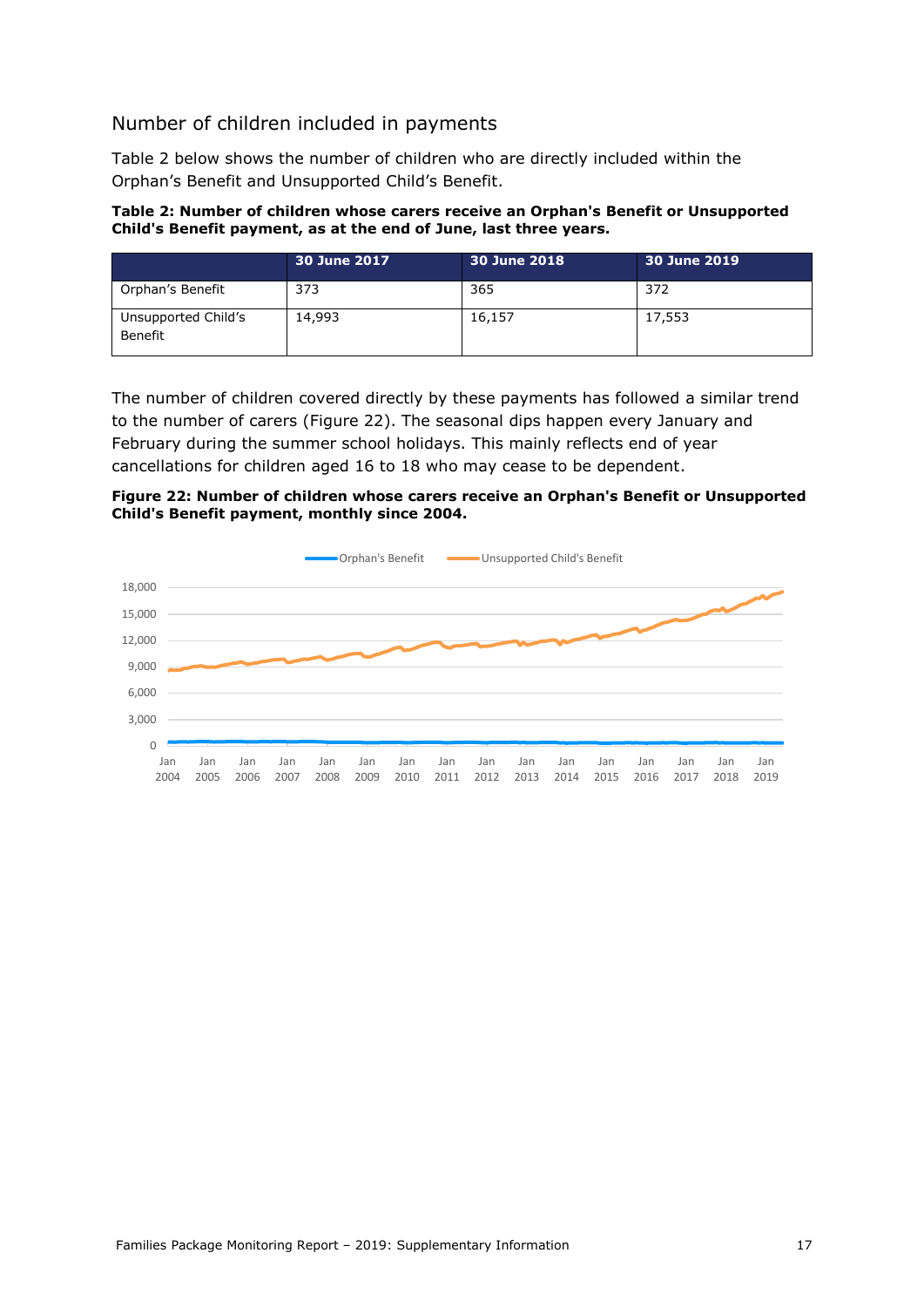## Number of children included in payments

Table 2 below shows the number of children who are directly included within the Orphan's Benefit and Unsupported Child's Benefit.

**Table 2: Number of children whose carers receive an Orphan's Benefit or Unsupported Child's Benefit payment, as at the end of June, last three years.**

| | 30 June 2017 | 30 June 2018 | 30 June 2019 |
|---|---|---|---|
| Orphan's Benefit | 373 | 365 | 372 |
| Unsupported Child's Benefit | 14,993 | 16,157 | 17,553 |

The number of children covered directly by these payments has followed a similar trend to the number of carers (Figure 22). The seasonal dips happen every January and February during the summer school holidays. This mainly reflects end of year cancellations for children aged 16 to 18 who may cease to be dependent.

**Figure 22: Number of children whose carers receive an Orphan's Benefit or Unsupported Child's Benefit payment, monthly since 2004.**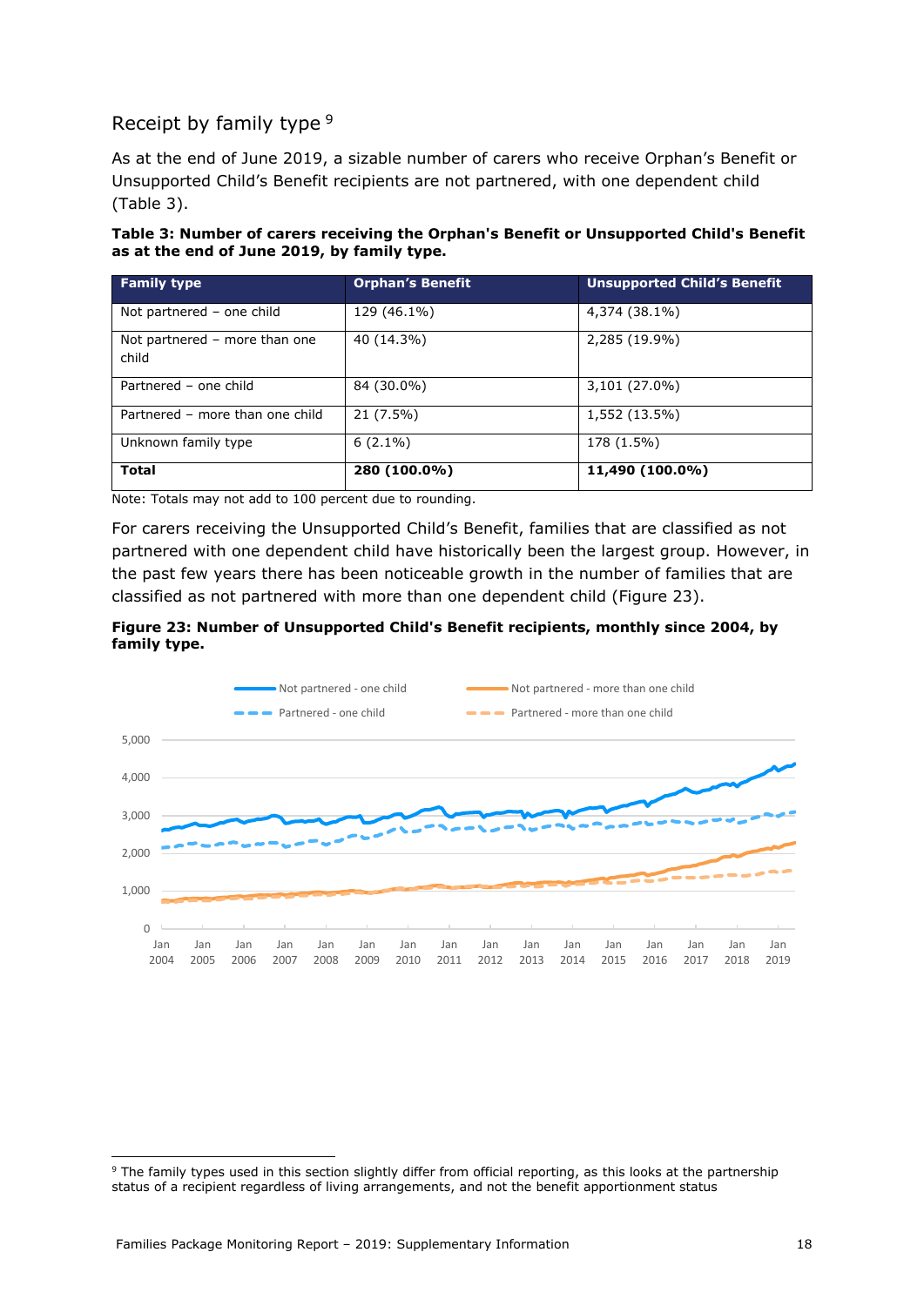## Receipt by family type [9]

As at the end of June 2019, a sizable number of carers who receive Orphan's Benefit or Unsupported Child's Benefit recipients are not partnered, with one dependent child (Table 3).

**Table 3: Number of carers receiving the Orphan's Benefit or Unsupported Child's Benefit as at the end of June 2019, by family type.**

| Family type | Orphan's Benefit | Unsupported Child's Benefit |
|---|---|---|
| Not partnered – one child | 129 (46.1%) | 4,374 (38.1%) |
| Not partnered – more than one child | 40 (14.3%) | 2,285 (19.9%) |
| Partnered – one child | 84 (30.0%) | 3,101 (27.0%) |
| Partnered – more than one child | 21 (7.5%) | 1,552 (13.5%) |
| Unknown family type | 6 (2.1%) | 178 (1.5%) |
| **Total** | **280 (100.0%)** | **11,490 (100.0%)** |

Note: Totals may not add to 100 percent due to rounding.

For carers receiving the Unsupported Child's Benefit, families that are classified as not partnered with one dependent child have historically been the largest group. However, in the past few years there has been noticeable growth in the number of families that are classified as not partnered with more than one dependent child (Figure 23).

**Figure 23: Number of Unsupported Child's Benefit recipients, monthly since 2004, by family type.**

[9] The family types used in this section slightly differ from official reporting, as this looks at the partnership status of a recipient regardless of living arrangements, and not the benefit apportionment status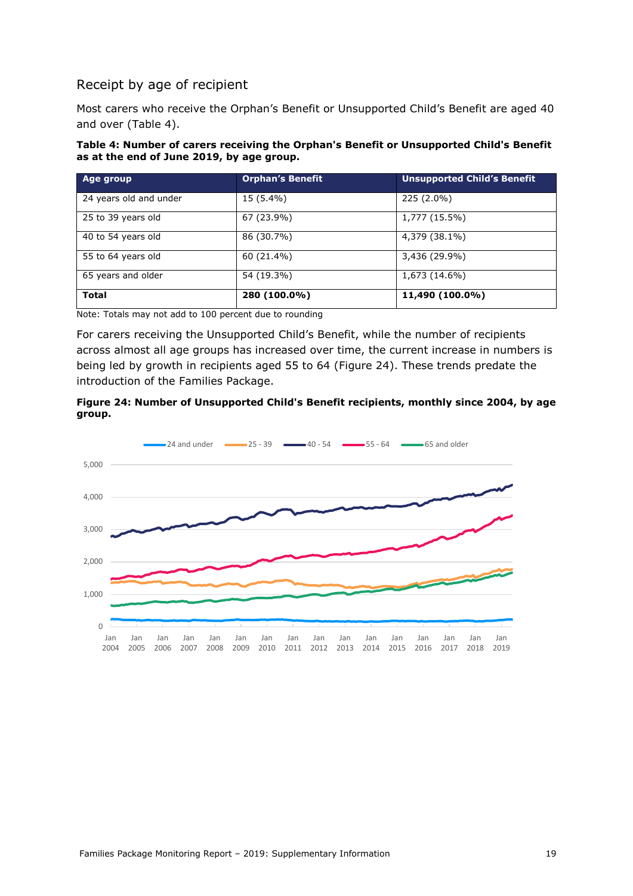## Receipt by age of recipient

Most carers who receive the Orphan's Benefit or Unsupported Child's Benefit are aged 40 and over (Table 4).

**Table 4: Number of carers receiving the Orphan's Benefit or Unsupported Child's Benefit as at the end of June 2019, by age group.**

| Age group | Orphan's Benefit | Unsupported Child's Benefit |
|---|---|---|
| 24 years old and under | 15 (5.4%) | 225 (2.0%) |
| 25 to 39 years old | 67 (23.9%) | 1,777 (15.5%) |
| 40 to 54 years old | 86 (30.7%) | 4,379 (38.1%) |
| 55 to 64 years old | 60 (21.4%) | 3,436 (29.9%) |
| 65 years and older | 54 (19.3%) | 1,673 (14.6%) |
| **Total** | **280 (100.0%)** | **11,490 (100.0%)** |

Note: Totals may not add to 100 percent due to rounding

For carers receiving the Unsupported Child's Benefit, while the number of recipients across almost all age groups has increased over time, the current increase in numbers is being led by growth in recipients aged 55 to 64 (Figure 24). These trends predate the introduction of the Families Package.

**Figure 24: Number of Unsupported Child's Benefit recipients, monthly since 2004, by age group.**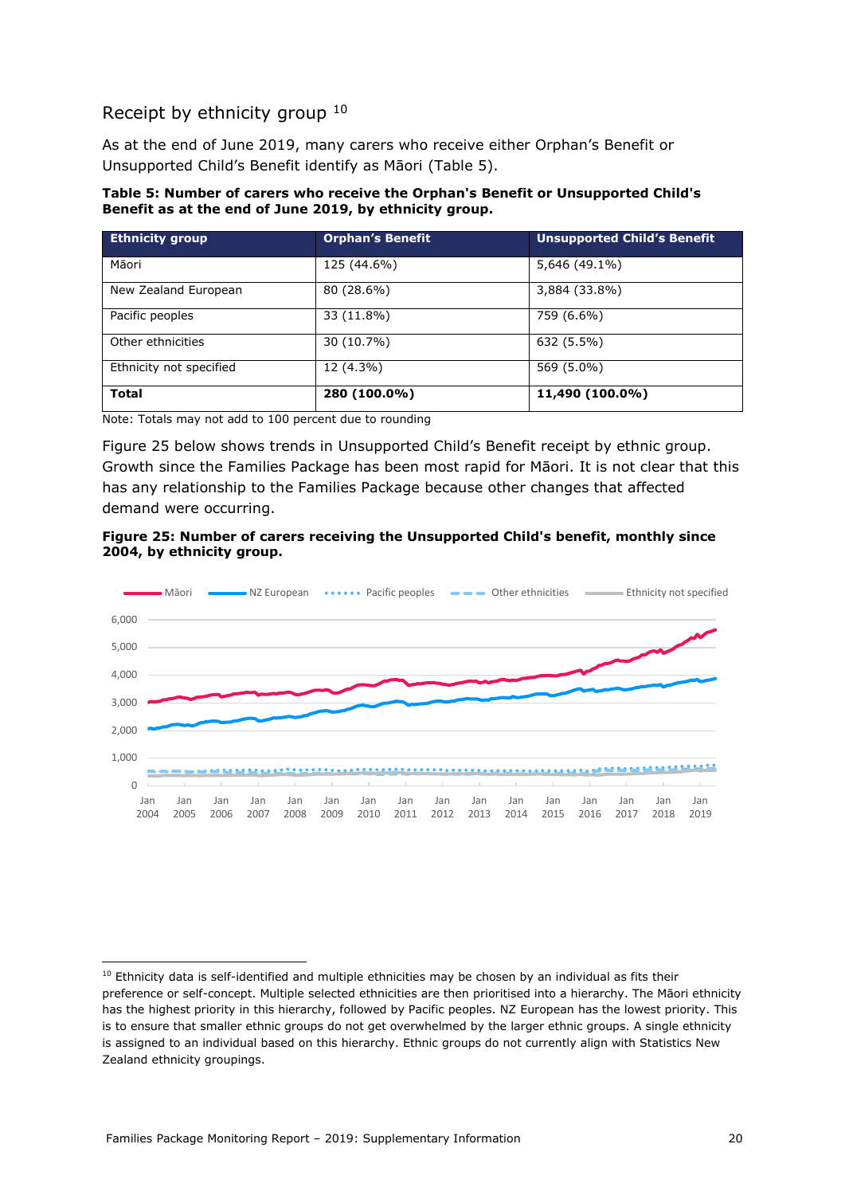## Receipt by ethnicity group [10]

As at the end of June 2019, many carers who receive either Orphan's Benefit or Unsupported Child's Benefit identify as Māori (Table 5).

**Table 5: Number of carers who receive the Orphan's Benefit or Unsupported Child's Benefit as at the end of June 2019, by ethnicity group.**

| Ethnicity group | Orphan's Benefit | Unsupported Child's Benefit |
|---|---|---|
| Māori | 125 (44.6%) | 5,646 (49.1%) |
| New Zealand European | 80 (28.6%) | 3,884 (33.8%) |
| Pacific peoples | 33 (11.8%) | 759 (6.6%) |
| Other ethnicities | 30 (10.7%) | 632 (5.5%) |
| Ethnicity not specified | 12 (4.3%) | 569 (5.0%) |
| **Total** | **280 (100.0%)** | **11,490 (100.0%)** |

Note: Totals may not add to 100 percent due to rounding

Figure 25 below shows trends in Unsupported Child's Benefit receipt by ethnic group. Growth since the Families Package has been most rapid for Māori. It is not clear that this has any relationship to the Families Package because other changes that affected demand were occurring.

**Figure 25: Number of carers receiving the Unsupported Child's benefit, monthly since 2004, by ethnicity group.**

[10] Ethnicity data is self-identified and multiple ethnicities may be chosen by an individual as fits their preference or self-concept. Multiple selected ethnicities are then prioritised into a hierarchy. The Māori ethnicity has the highest priority in this hierarchy, followed by Pacific peoples. NZ European has the lowest priority. This is to ensure that smaller ethnic groups do not get overwhelmed by the larger ethnic groups. A single ethnicity is assigned to an individual based on this hierarchy. Ethnic groups do not currently align with Statistics New Zealand ethnicity groupings.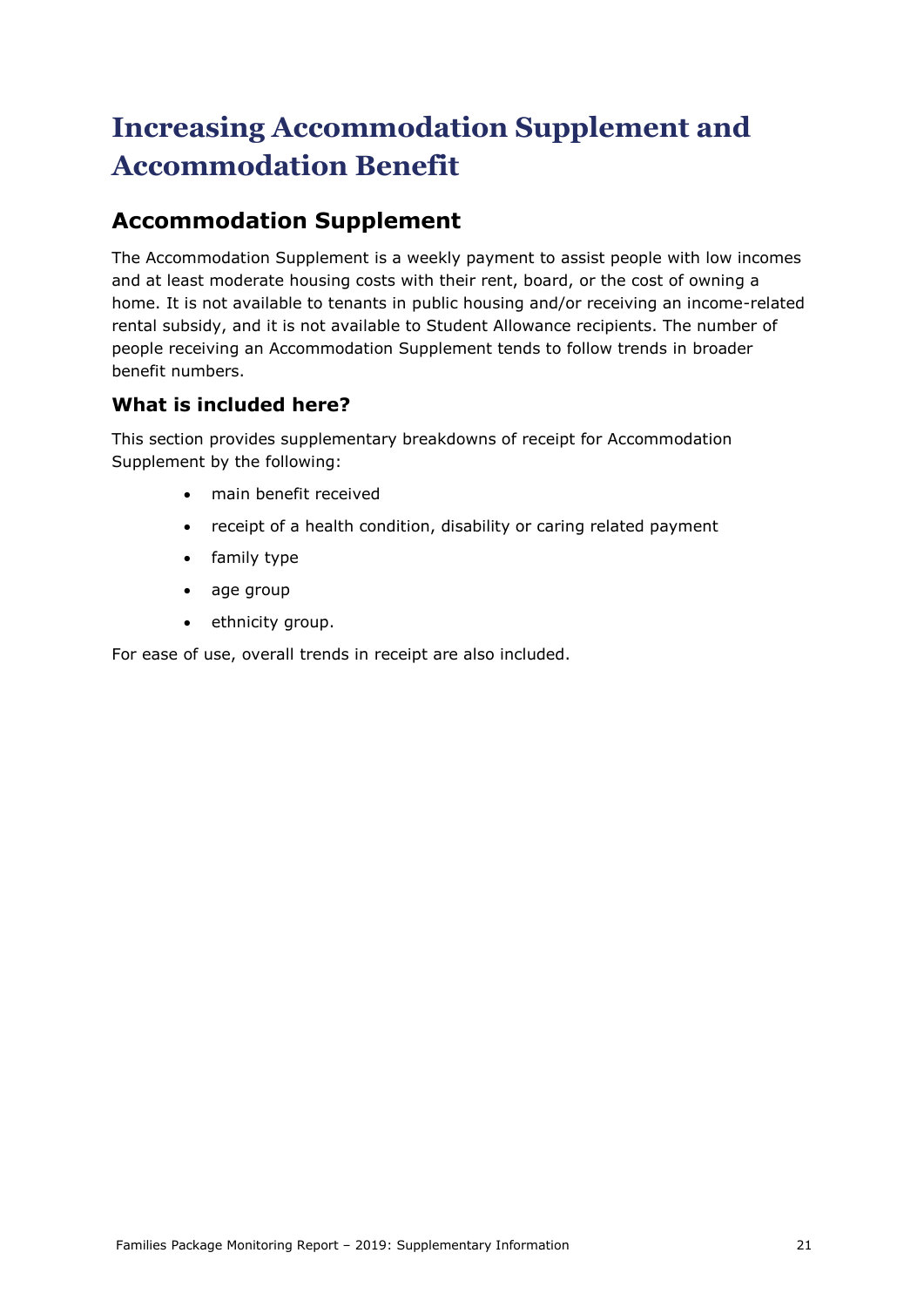# Increasing Accommodation Supplement and Accommodation Benefit

## Accommodation Supplement

The Accommodation Supplement is a weekly payment to assist people with low incomes and at least moderate housing costs with their rent, board, or the cost of owning a home. It is not available to tenants in public housing and/or receiving an income-related rental subsidy, and it is not available to Student Allowance recipients. The number of people receiving an Accommodation Supplement tends to follow trends in broader benefit numbers.

### What is included here?

This section provides supplementary breakdowns of receipt for Accommodation Supplement by the following:

- main benefit received
- receipt of a health condition, disability or caring related payment
- family type
- age group
- ethnicity group.

For ease of use, overall trends in receipt are also included.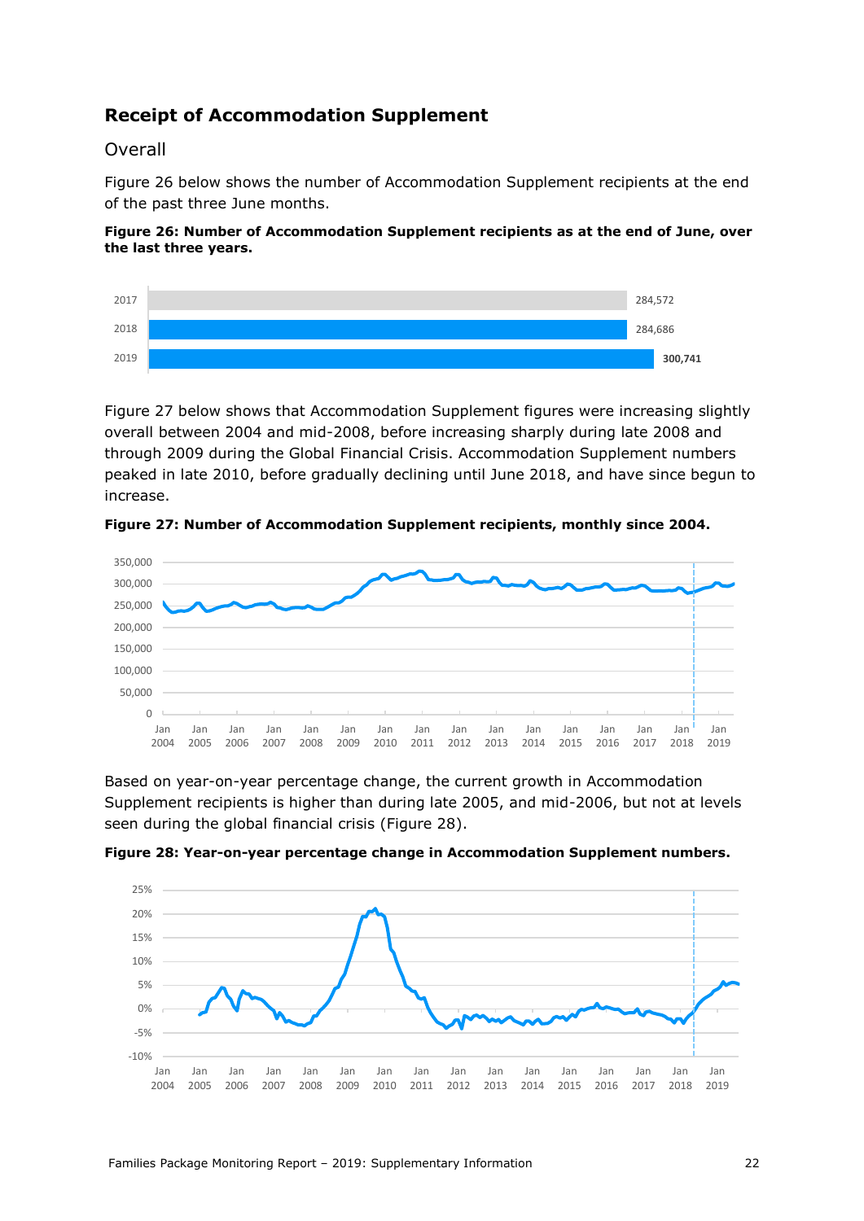## Receipt of Accommodation Supplement

### Overall

Figure 26 below shows the number of Accommodation Supplement recipients at the end of the past three June months.

**Figure 26: Number of Accommodation Supplement recipients as at the end of June, over the last three years.**

| Year | Recipients |
|---|---|
| 2017 | 284,572 |
| 2018 | 284,686 |
| 2019 | **300,741** |

Figure 27 below shows that Accommodation Supplement figures were increasing slightly overall between 2004 and mid-2008, before increasing sharply during late 2008 and through 2009 during the Global Financial Crisis. Accommodation Supplement numbers peaked in late 2010, before gradually declining until June 2018, and have since begun to increase.

**Figure 27: Number of Accommodation Supplement recipients, monthly since 2004.**

Based on year-on-year percentage change, the current growth in Accommodation Supplement recipients is higher than during late 2005, and mid-2006, but not at levels seen during the global financial crisis (Figure 28).

**Figure 28: Year-on-year percentage change in Accommodation Supplement numbers.**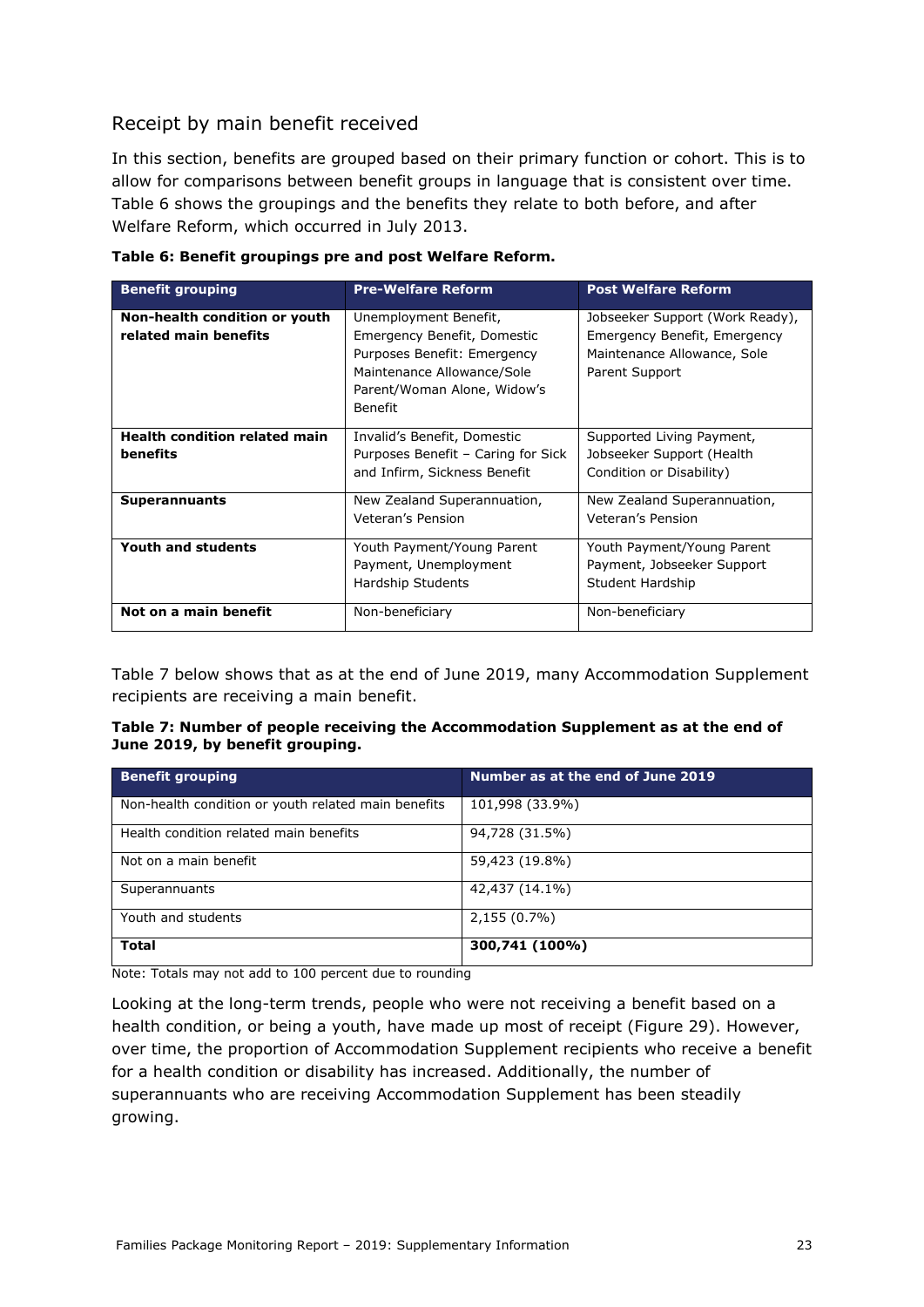## Receipt by main benefit received

In this section, benefits are grouped based on their primary function or cohort. This is to allow for comparisons between benefit groups in language that is consistent over time. Table 6 shows the groupings and the benefits they relate to both before, and after Welfare Reform, which occurred in July 2013.

**Table 6: Benefit groupings pre and post Welfare Reform.**

| Benefit grouping | Pre-Welfare Reform | Post Welfare Reform |
| --- | --- | --- |
| **Non-health condition or youth related main benefits** | Unemployment Benefit, Emergency Benefit, Domestic Purposes Benefit: Emergency Maintenance Allowance/Sole Parent/Woman Alone, Widow's Benefit | Jobseeker Support (Work Ready), Emergency Benefit, Emergency Maintenance Allowance, Sole Parent Support |
| **Health condition related main benefits** | Invalid's Benefit, Domestic Purposes Benefit – Caring for Sick and Infirm, Sickness Benefit | Supported Living Payment, Jobseeker Support (Health Condition or Disability) |
| **Superannuants** | New Zealand Superannuation, Veteran's Pension | New Zealand Superannuation, Veteran's Pension |
| **Youth and students** | Youth Payment/Young Parent Payment, Unemployment Hardship Students | Youth Payment/Young Parent Payment, Jobseeker Support Student Hardship |
| **Not on a main benefit** | Non-beneficiary | Non-beneficiary |

Table 7 below shows that as at the end of June 2019, many Accommodation Supplement recipients are receiving a main benefit.

**Table 7: Number of people receiving the Accommodation Supplement as at the end of June 2019, by benefit grouping.**

| Benefit grouping | Number as at the end of June 2019 |
| --- | --- |
| Non-health condition or youth related main benefits | 101,998 (33.9%) |
| Health condition related main benefits | 94,728 (31.5%) |
| Not on a main benefit | 59,423 (19.8%) |
| Superannuants | 42,437 (14.1%) |
| Youth and students | 2,155 (0.7%) |
| **Total** | **300,741 (100%)** |

Note: Totals may not add to 100 percent due to rounding

Looking at the long-term trends, people who were not receiving a benefit based on a health condition, or being a youth, have made up most of receipt (Figure 29). However, over time, the proportion of Accommodation Supplement recipients who receive a benefit for a health condition or disability has increased. Additionally, the number of superannuants who are receiving Accommodation Supplement has been steadily growing.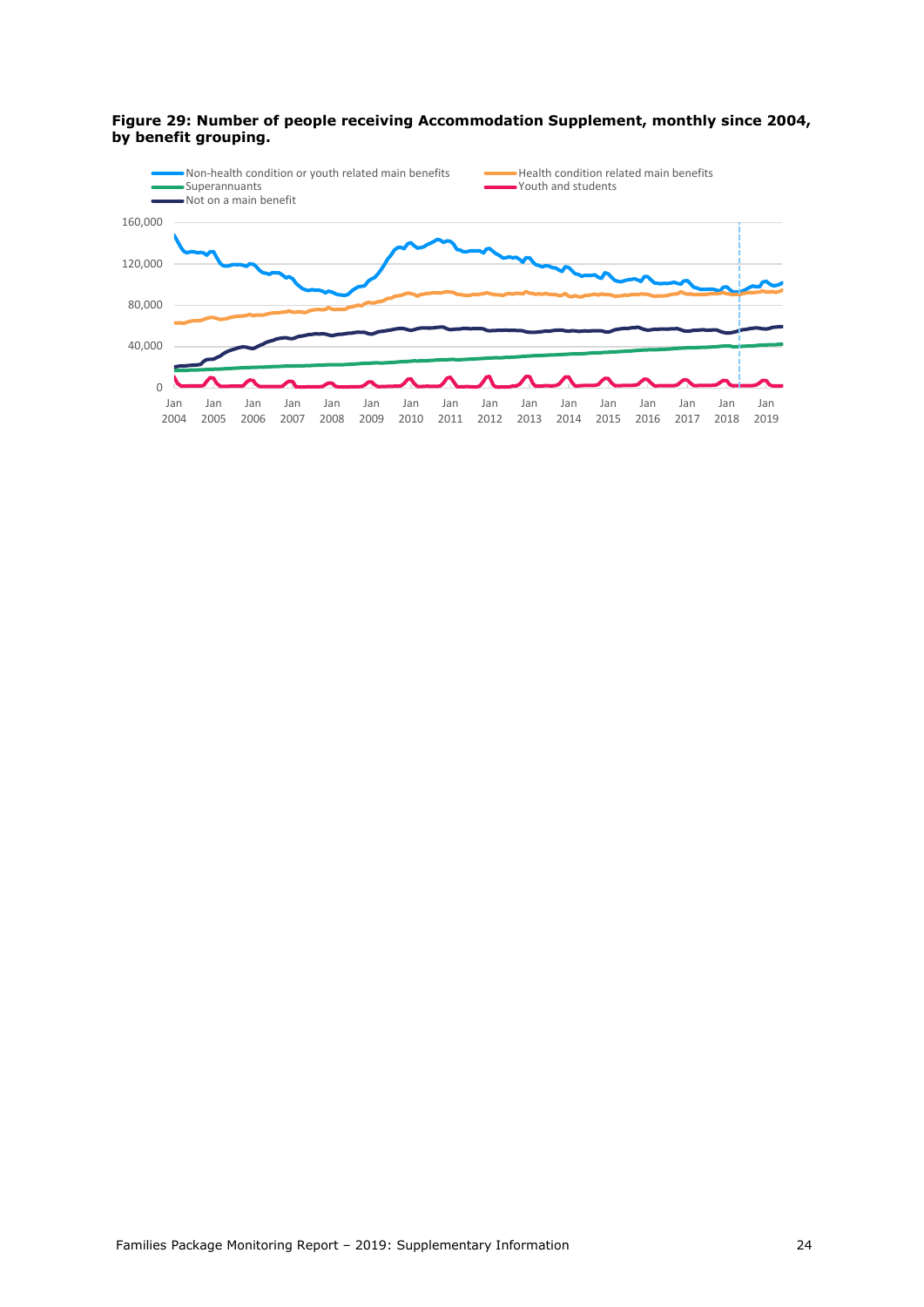**Figure 29: Number of people receiving Accommodation Supplement, monthly since 2004, by benefit grouping.**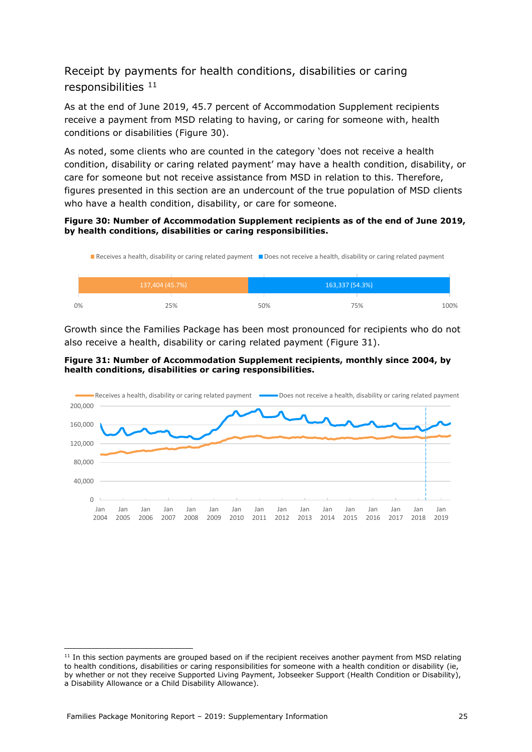## Receipt by payments for health conditions, disabilities or caring responsibilities [11]

As at the end of June 2019, 45.7 percent of Accommodation Supplement recipients receive a payment from MSD relating to having, or caring for someone with, health conditions or disabilities (Figure 30).

As noted, some clients who are counted in the category 'does not receive a health condition, disability or caring related payment' may have a health condition, disability, or care for someone but not receive assistance from MSD in relation to this. Therefore, figures presented in this section are an undercount of the true population of MSD clients who have a health condition, disability, or care for someone.

**Figure 30: Number of Accommodation Supplement recipients as of the end of June 2019, by health conditions, disabilities or caring responsibilities.**

| Receives a health, disability or caring related payment | Does not receive a health, disability or caring related payment |
|---|---|
| 137,404 (45.7%) | 163,337 (54.3%) |

Growth since the Families Package has been most pronounced for recipients who do not also receive a health, disability or caring related payment (Figure 31).

**Figure 31: Number of Accommodation Supplement recipients, monthly since 2004, by health conditions, disabilities or caring responsibilities.**

---

[11] In this section payments are grouped based on if the recipient receives another payment from MSD relating to health conditions, disabilities or caring responsibilities for someone with a health condition or disability (ie, by whether or not they receive Supported Living Payment, Jobseeker Support (Health Condition or Disability), a Disability Allowance or a Child Disability Allowance).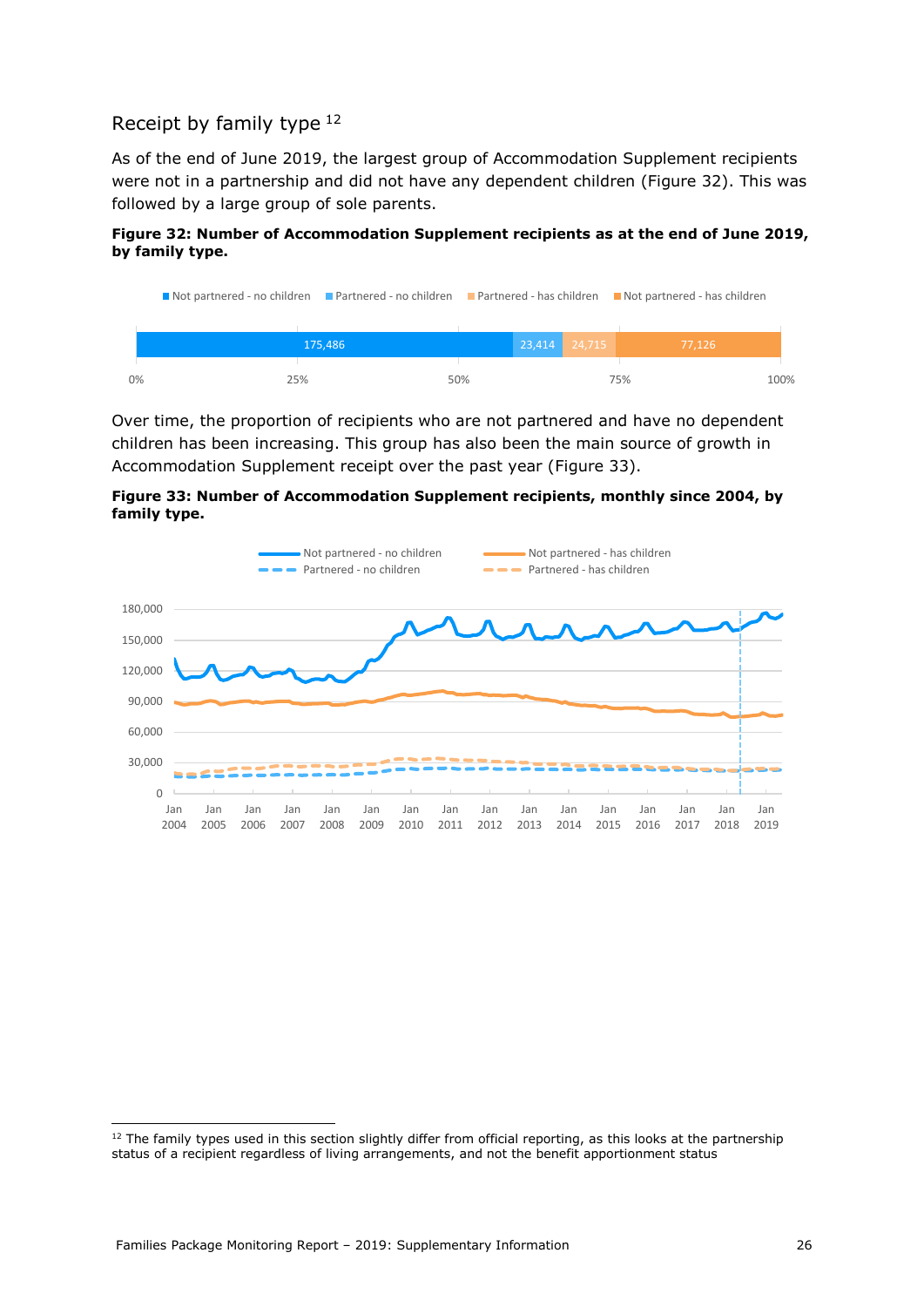## Receipt by family type[12]

As of the end of June 2019, the largest group of Accommodation Supplement recipients were not in a partnership and did not have any dependent children (Figure 32). This was followed by a large group of sole parents.

**Figure 32: Number of Accommodation Supplement recipients as at the end of June 2019, by family type.**

| Not partnered - no children | Partnered - no children | Partnered - has children | Not partnered - has children |
|---|---|---|---|
| 175,486 | 23,414 | 24,715 | 77,126 |

Over time, the proportion of recipients who are not partnered and have no dependent children has been increasing. This group has also been the main source of growth in Accommodation Supplement receipt over the past year (Figure 33).

**Figure 33: Number of Accommodation Supplement recipients, monthly since 2004, by family type.**

[12] The family types used in this section slightly differ from official reporting, as this looks at the partnership status of a recipient regardless of living arrangements, and not the benefit apportionment status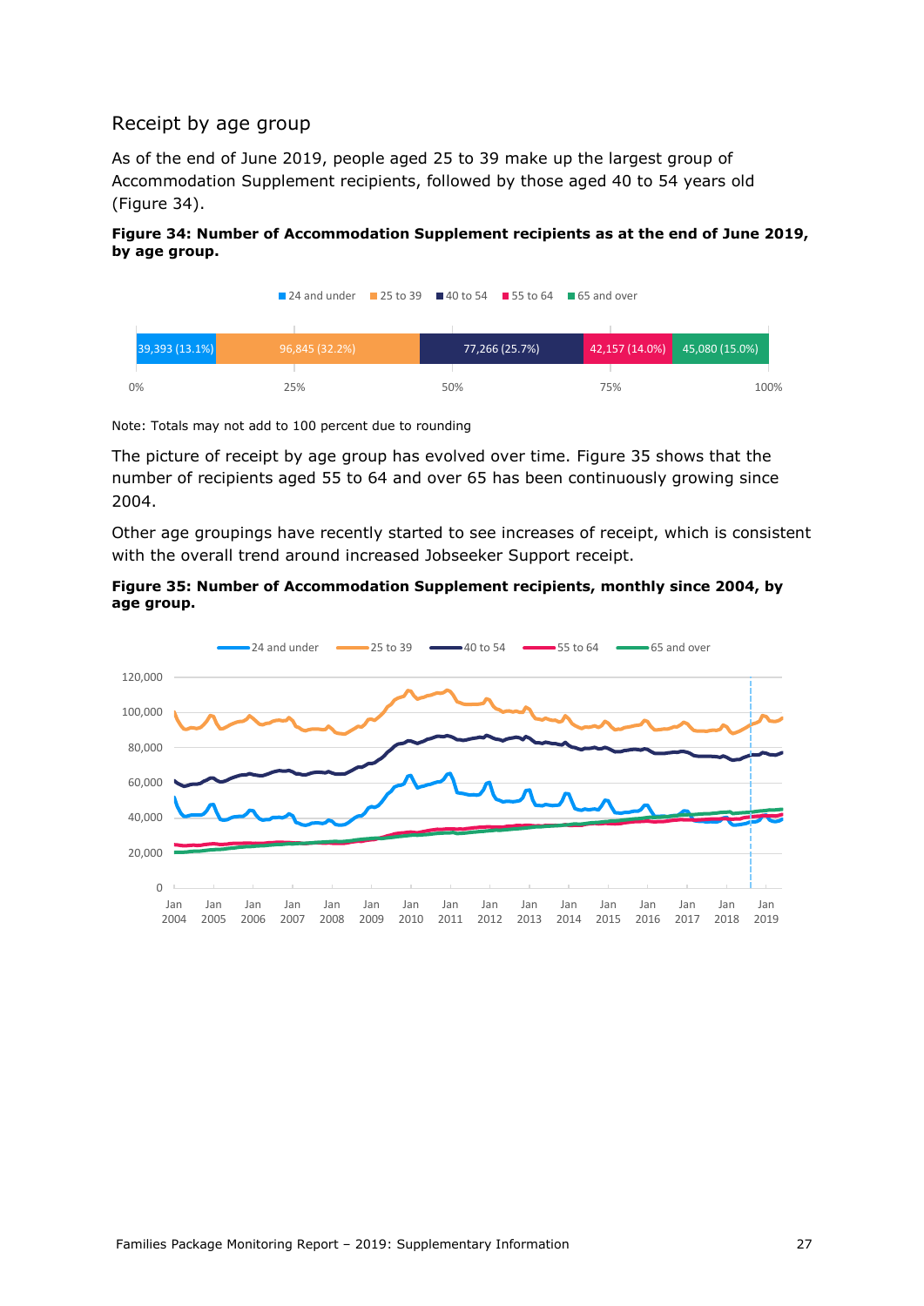## Receipt by age group

As of the end of June 2019, people aged 25 to 39 make up the largest group of Accommodation Supplement recipients, followed by those aged 40 to 54 years old (Figure 34).

**Figure 34: Number of Accommodation Supplement recipients as at the end of June 2019, by age group.**

| 24 and under | 25 to 39 | 40 to 54 | 55 to 64 | 65 and over |
|---|---|---|---|---|
| 39,393 (13.1%) | 96,845 (32.2%) | 77,266 (25.7%) | 42,157 (14.0%) | 45,080 (15.0%) |

Note: Totals may not add to 100 percent due to rounding

The picture of receipt by age group has evolved over time. Figure 35 shows that the number of recipients aged 55 to 64 and over 65 has been continuously growing since 2004.

Other age groupings have recently started to see increases of receipt, which is consistent with the overall trend around increased Jobseeker Support receipt.

**Figure 35: Number of Accommodation Supplement recipients, monthly since 2004, by age group.**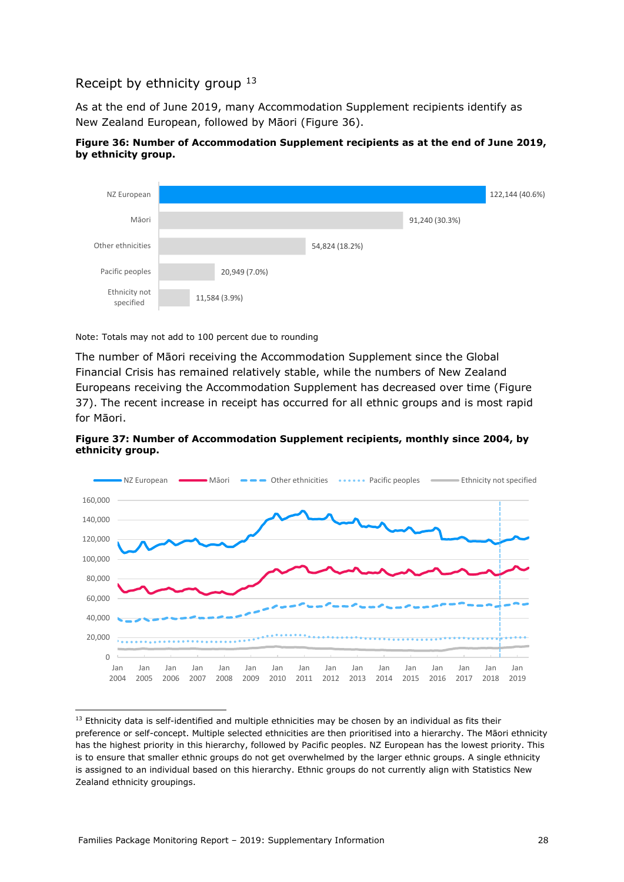### Receipt by ethnicity group [13]

As at the end of June 2019, many Accommodation Supplement recipients identify as New Zealand European, followed by Māori (Figure 36).

**Figure 36: Number of Accommodation Supplement recipients as at the end of June 2019, by ethnicity group.**

NZ European 122,144 (40.6%)
Māori 91,240 (30.3%)
Other ethnicities 54,824 (18.2%)
Pacific peoples 20,949 (7.0%)
Ethnicity not specified 11,584 (3.9%)

Note: Totals may not add to 100 percent due to rounding

The number of Māori receiving the Accommodation Supplement since the Global Financial Crisis has remained relatively stable, while the numbers of New Zealand Europeans receiving the Accommodation Supplement has decreased over time (Figure 37). The recent increase in receipt has occurred for all ethnic groups and is most rapid for Māori.

**Figure 37: Number of Accommodation Supplement recipients, monthly since 2004, by ethnicity group.**

NZ European, Māori, Other ethnicities, Pacific peoples, Ethnicity not specified

160,000
140,000
120,000
100,000
80,000
60,000
40,000
20,000
0

Jan 2004, Jan 2005, Jan 2006, Jan 2007, Jan 2008, Jan 2009, Jan 2010, Jan 2011, Jan 2012, Jan 2013, Jan 2014, Jan 2015, Jan 2016, Jan 2017, Jan 2018, Jan 2019

---

[13] Ethnicity data is self-identified and multiple ethnicities may be chosen by an individual as fits their preference or self-concept. Multiple selected ethnicities are then prioritised into a hierarchy. The Māori ethnicity has the highest priority in this hierarchy, followed by Pacific peoples. NZ European has the lowest priority. This is to ensure that smaller ethnic groups do not get overwhelmed by the larger ethnic groups. A single ethnicity is assigned to an individual based on this hierarchy. Ethnic groups do not currently align with Statistics New Zealand ethnicity groupings.